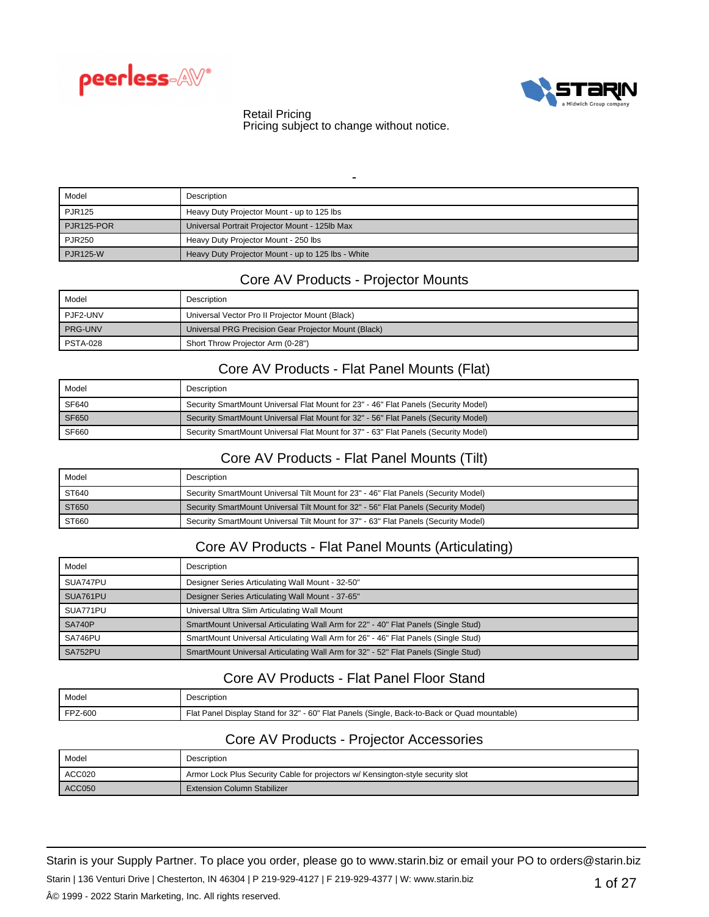Retail Pricing
Pricing subject to change without notice.

## -

| Model | Description |
| --- | --- |
| PJR125 | Heavy Duty Projector Mount - up to 125 lbs |
| PJR125-POR | Universal Portrait Projector Mount - 125lb Max |
| PJR250 | Heavy Duty Projector Mount - 250 lbs |
| PJR125-W | Heavy Duty Projector Mount - up to 125 lbs - White |

## Core AV Products - Projector Mounts

| Model | Description |
| --- | --- |
| PJF2-UNV | Universal Vector Pro II Projector Mount (Black) |
| PRG-UNV | Universal PRG Precision Gear Projector Mount (Black) |
| PSTA-028 | Short Throw Projector Arm (0-28") |

## Core AV Products - Flat Panel Mounts (Flat)

| Model | Description |
| --- | --- |
| SF640 | Security SmartMount Universal Flat Mount for 23" - 46" Flat Panels (Security Model) |
| SF650 | Security SmartMount Universal Flat Mount for 32" - 56" Flat Panels (Security Model) |
| SF660 | Security SmartMount Universal Flat Mount for 37" - 63" Flat Panels (Security Model) |

## Core AV Products - Flat Panel Mounts (Tilt)

| Model | Description |
| --- | --- |
| ST640 | Security SmartMount Universal Tilt Mount for 23" - 46" Flat Panels (Security Model) |
| ST650 | Security SmartMount Universal Tilt Mount for 32" - 56" Flat Panels (Security Model) |
| ST660 | Security SmartMount Universal Tilt Mount for 37" - 63" Flat Panels (Security Model) |

## Core AV Products - Flat Panel Mounts (Articulating)

| Model | Description |
| --- | --- |
| SUA747PU | Designer Series Articulating Wall Mount - 32-50" |
| SUA761PU | Designer Series Articulating Wall Mount - 37-65" |
| SUA771PU | Universal Ultra Slim Articulating Wall Mount |
| SA740P | SmartMount Universal Articulating Wall Arm for 22" - 40" Flat Panels (Single Stud) |
| SA746PU | SmartMount Universal Articulating Wall Arm for 26" - 46" Flat Panels (Single Stud) |
| SA752PU | SmartMount Universal Articulating Wall Arm for 32" - 52" Flat Panels (Single Stud) |

## Core AV Products - Flat Panel Floor Stand

| Model | Description |
| --- | --- |
| FPZ-600 | Flat Panel Display Stand for 32" - 60" Flat Panels (Single, Back-to-Back or Quad mountable) |

## Core AV Products - Projector Accessories

| Model | Description |
| --- | --- |
| ACC020 | Armor Lock Plus Security Cable for projectors w/ Kensington-style security slot |
| ACC050 | Extension Column Stabilizer |

Starin is your Supply Partner. To place you order, please go to www.starin.biz or email your PO to orders@starin.biz

Starin | 136 Venturi Drive | Chesterton, IN 46304 | P 219-929-4127 | F 219-929-4377 | W: www.starin.biz

Â© 1999 - 2022 Starin Marketing, Inc. All rights reserved.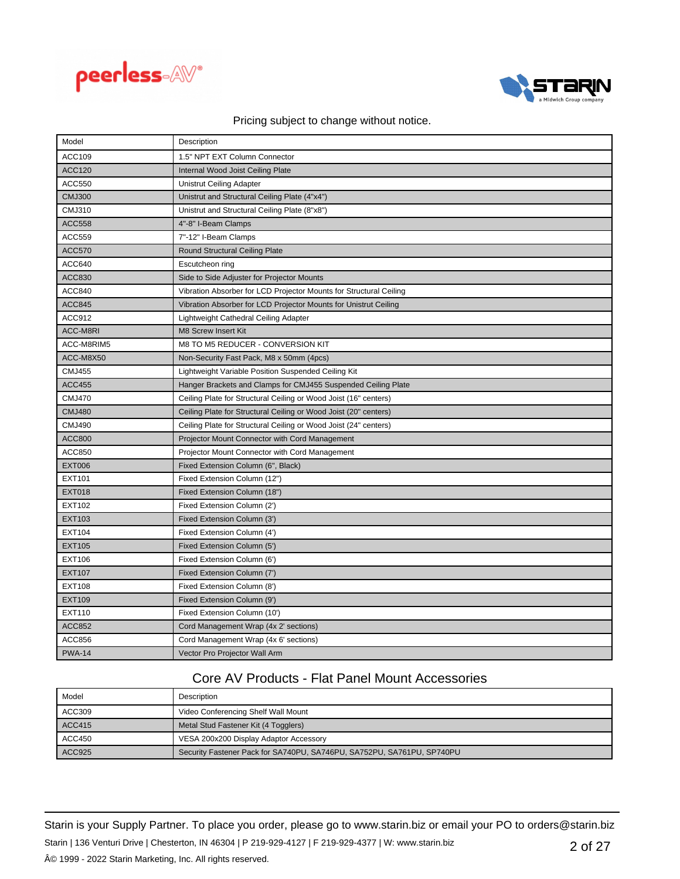Pricing subject to change without notice.

| Model | Description |
|---|---|
| ACC109 | 1.5" NPT EXT Column Connector |
| ACC120 | Internal Wood Joist Ceiling Plate |
| ACC550 | Unistrut Ceiling Adapter |
| CMJ300 | Unistrut and Structural Ceiling Plate (4"x4") |
| CMJ310 | Unistrut and Structural Ceiling Plate (8"x8") |
| ACC558 | 4"-8" I-Beam Clamps |
| ACC559 | 7"-12" I-Beam Clamps |
| ACC570 | Round Structural Ceiling Plate |
| ACC640 | Escutcheon ring |
| ACC830 | Side to Side Adjuster for Projector Mounts |
| ACC840 | Vibration Absorber for LCD Projector Mounts for Structural Ceiling |
| ACC845 | Vibration Absorber for LCD Projector Mounts for Unistrut Ceiling |
| ACC912 | Lightweight Cathedral Ceiling Adapter |
| ACC-M8RI | M8 Screw Insert Kit |
| ACC-M8RIM5 | M8 TO M5 REDUCER - CONVERSION KIT |
| ACC-M8X50 | Non-Security Fast Pack, M8 x 50mm (4pcs) |
| CMJ455 | Lightweight Variable Position Suspended Ceiling Kit |
| ACC455 | Hanger Brackets and Clamps for CMJ455 Suspended Ceiling Plate |
| CMJ470 | Ceiling Plate for Structural Ceiling or Wood Joist (16" centers) |
| CMJ480 | Ceiling Plate for Structural Ceiling or Wood Joist (20" centers) |
| CMJ490 | Ceiling Plate for Structural Ceiling or Wood Joist (24" centers) |
| ACC800 | Projector Mount Connector with Cord Management |
| ACC850 | Projector Mount Connector with Cord Management |
| EXT006 | Fixed Extension Column (6", Black) |
| EXT101 | Fixed Extension Column (12") |
| EXT018 | Fixed Extension Column (18") |
| EXT102 | Fixed Extension Column (2') |
| EXT103 | Fixed Extension Column (3') |
| EXT104 | Fixed Extension Column (4') |
| EXT105 | Fixed Extension Column (5') |
| EXT106 | Fixed Extension Column (6') |
| EXT107 | Fixed Extension Column (7') |
| EXT108 | Fixed Extension Column (8') |
| EXT109 | Fixed Extension Column (9') |
| EXT110 | Fixed Extension Column (10') |
| ACC852 | Cord Management Wrap (4x 2' sections) |
| ACC856 | Cord Management Wrap (4x 6' sections) |
| PWA-14 | Vector Pro Projector Wall Arm |

## Core AV Products - Flat Panel Mount Accessories

| Model | Description |
|---|---|
| ACC309 | Video Conferencing Shelf Wall Mount |
| ACC415 | Metal Stud Fastener Kit (4 Togglers) |
| ACC450 | VESA 200x200 Display Adaptor Accessory |
| ACC925 | Security Fastener Pack for SA740PU, SA746PU, SA752PU, SA761PU, SP740PU |

Starin is your Supply Partner. To place you order, please go to www.starin.biz or email your PO to orders@starin.biz

Starin | 136 Venturi Drive | Chesterton, IN 46304 | P 219-929-4127 | F 219-929-4377 | W: www.starin.biz

Â© 1999 - 2022 Starin Marketing, Inc. All rights reserved.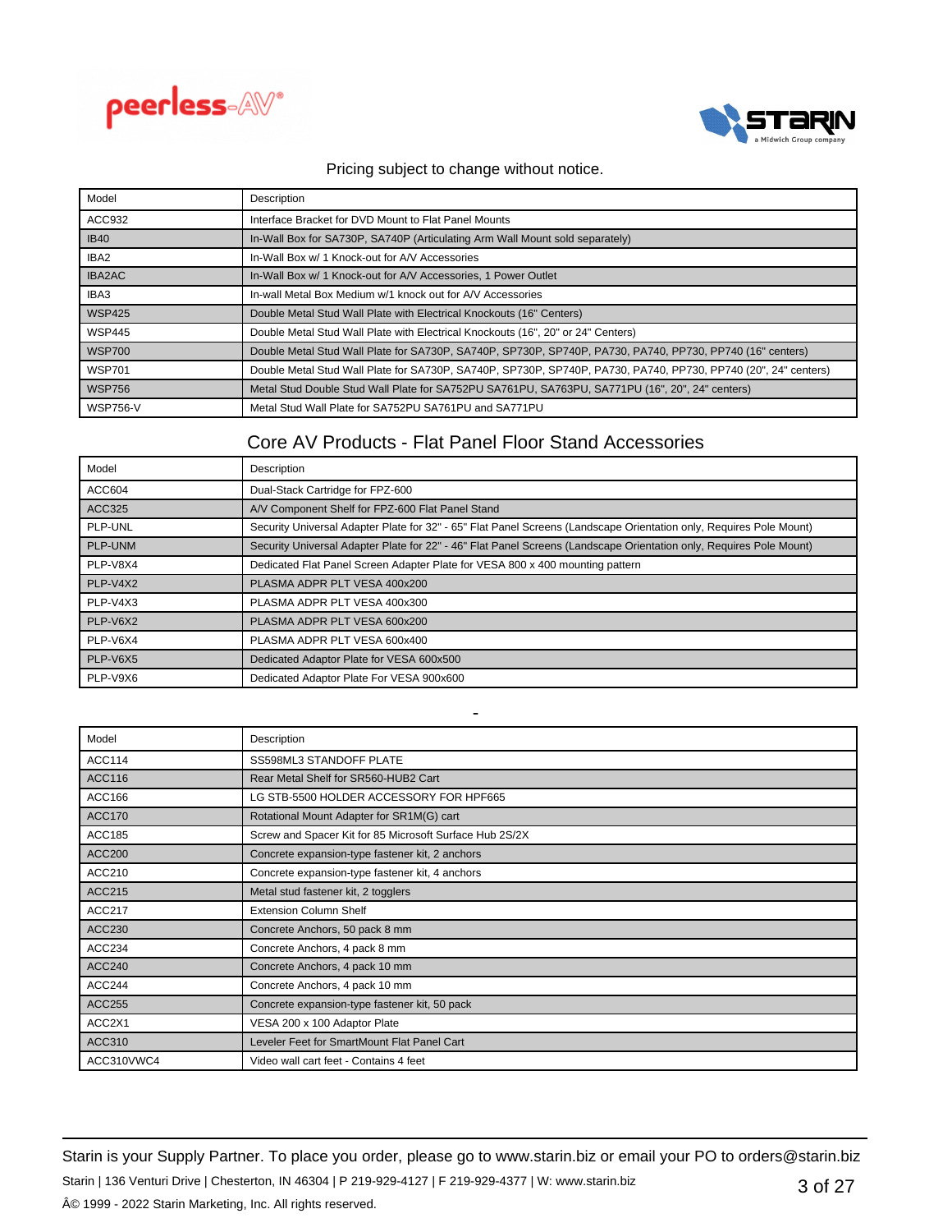Pricing subject to change without notice.

| Model | Description |
|---|---|
| ACC932 | Interface Bracket for DVD Mount to Flat Panel Mounts |
| IB40 | In-Wall Box for SA730P, SA740P (Articulating Arm Wall Mount sold separately) |
| IBA2 | In-Wall Box w/ 1 Knock-out for A/V Accessories |
| IBA2AC | In-Wall Box w/ 1 Knock-out for A/V Accessories, 1 Power Outlet |
| IBA3 | In-wall Metal Box Medium w/1 knock out for A/V Accessories |
| WSP425 | Double Metal Stud Wall Plate with Electrical Knockouts (16" Centers) |
| WSP445 | Double Metal Stud Wall Plate with Electrical Knockouts (16", 20" or 24" Centers) |
| WSP700 | Double Metal Stud Wall Plate for SA730P, SA740P, SP730P, SP740P, PA730, PA740, PP730, PP740 (16" centers) |
| WSP701 | Double Metal Stud Wall Plate for SA730P, SA740P, SP730P, SP740P, PA730, PA740, PP730, PP740 (20", 24" centers) |
| WSP756 | Metal Stud Double Stud Wall Plate for SA752PU SA761PU, SA763PU, SA771PU (16", 20", 24" centers) |
| WSP756-V | Metal Stud Wall Plate for SA752PU SA761PU and SA771PU |

## Core AV Products - Flat Panel Floor Stand Accessories

| Model | Description |
|---|---|
| ACC604 | Dual-Stack Cartridge for FPZ-600 |
| ACC325 | A/V Component Shelf for FPZ-600 Flat Panel Stand |
| PLP-UNL | Security Universal Adapter Plate for 32" - 65" Flat Panel Screens (Landscape Orientation only, Requires Pole Mount) |
| PLP-UNM | Security Universal Adapter Plate for 22" - 46" Flat Panel Screens (Landscape Orientation only, Requires Pole Mount) |
| PLP-V8X4 | Dedicated Flat Panel Screen Adapter Plate for VESA 800 x 400 mounting pattern |
| PLP-V4X2 | PLASMA ADPR PLT VESA 400x200 |
| PLP-V4X3 | PLASMA ADPR PLT VESA 400x300 |
| PLP-V6X2 | PLASMA ADPR PLT VESA 600x200 |
| PLP-V6X4 | PLASMA ADPR PLT VESA 600x400 |
| PLP-V6X5 | Dedicated Adaptor Plate for VESA 600x500 |
| PLP-V9X6 | Dedicated Adaptor Plate For VESA 900x600 |

## -

| Model | Description |
|---|---|
| ACC114 | SS598ML3 STANDOFF PLATE |
| ACC116 | Rear Metal Shelf for SR560-HUB2 Cart |
| ACC166 | LG STB-5500 HOLDER ACCESSORY FOR HPF665 |
| ACC170 | Rotational Mount Adapter for SR1M(G) cart |
| ACC185 | Screw and Spacer Kit for 85 Microsoft Surface Hub 2S/2X |
| ACC200 | Concrete expansion-type fastener kit, 2 anchors |
| ACC210 | Concrete expansion-type fastener kit, 4 anchors |
| ACC215 | Metal stud fastener kit, 2 togglers |
| ACC217 | Extension Column Shelf |
| ACC230 | Concrete Anchors, 50 pack 8 mm |
| ACC234 | Concrete Anchors, 4 pack 8 mm |
| ACC240 | Concrete Anchors, 4 pack 10 mm |
| ACC244 | Concrete Anchors, 4 pack 10 mm |
| ACC255 | Concrete expansion-type fastener kit, 50 pack |
| ACC2X1 | VESA 200 x 100 Adaptor Plate |
| ACC310 | Leveler Feet for SmartMount Flat Panel Cart |
| ACC310VWC4 | Video wall cart feet - Contains 4 feet |

Starin is your Supply Partner. To place you order, please go to www.starin.biz or email your PO to orders@starin.biz

Starin | 136 Venturi Drive | Chesterton, IN 46304 | P 219-929-4127 | F 219-929-4377 | W: www.starin.biz

Â© 1999 - 2022 Starin Marketing, Inc. All rights reserved.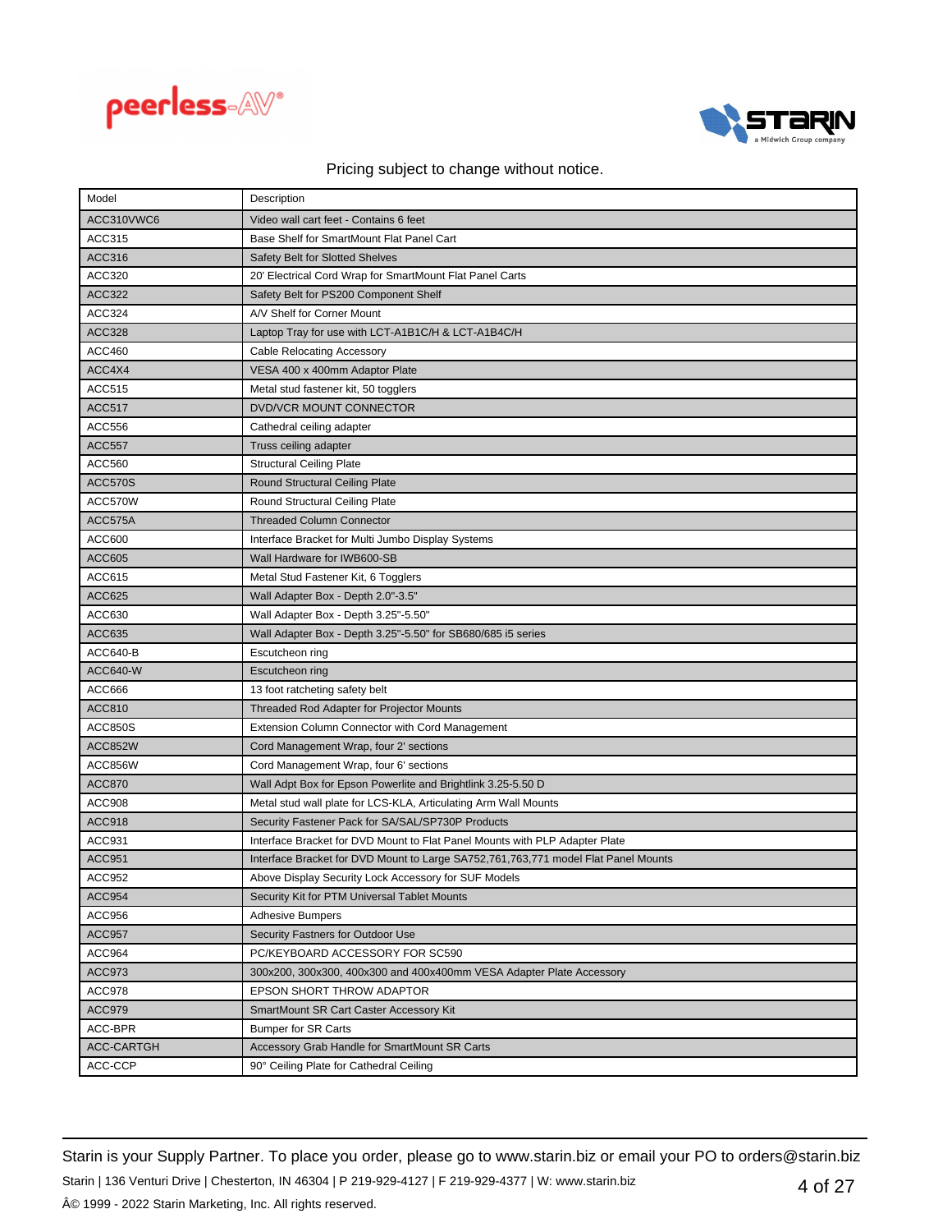Pricing subject to change without notice.

| Model | Description |
|---|---|
| ACC310VWC6 | Video wall cart feet - Contains 6 feet |
| ACC315 | Base Shelf for SmartMount Flat Panel Cart |
| ACC316 | Safety Belt for Slotted Shelves |
| ACC320 | 20' Electrical Cord Wrap for SmartMount Flat Panel Carts |
| ACC322 | Safety Belt for PS200 Component Shelf |
| ACC324 | A/V Shelf for Corner Mount |
| ACC328 | Laptop Tray for use with LCT-A1B1C/H & LCT-A1B4C/H |
| ACC460 | Cable Relocating Accessory |
| ACC4X4 | VESA 400 x 400mm Adaptor Plate |
| ACC515 | Metal stud fastener kit, 50 togglers |
| ACC517 | DVD/VCR MOUNT CONNECTOR |
| ACC556 | Cathedral ceiling adapter |
| ACC557 | Truss ceiling adapter |
| ACC560 | Structural Ceiling Plate |
| ACC570S | Round Structural Ceiling Plate |
| ACC570W | Round Structural Ceiling Plate |
| ACC575A | Threaded Column Connector |
| ACC600 | Interface Bracket for Multi Jumbo Display Systems |
| ACC605 | Wall Hardware for IWB600-SB |
| ACC615 | Metal Stud Fastener Kit, 6 Togglers |
| ACC625 | Wall Adapter Box - Depth 2.0"-3.5" |
| ACC630 | Wall Adapter Box - Depth 3.25"-5.50" |
| ACC635 | Wall Adapter Box - Depth 3.25"-5.50" for SB680/685 i5 series |
| ACC640-B | Escutcheon ring |
| ACC640-W | Escutcheon ring |
| ACC666 | 13 foot ratcheting safety belt |
| ACC810 | Threaded Rod Adapter for Projector Mounts |
| ACC850S | Extension Column Connector with Cord Management |
| ACC852W | Cord Management Wrap, four 2' sections |
| ACC856W | Cord Management Wrap, four 6' sections |
| ACC870 | Wall Adpt Box for Epson Powerlite and Brightlink 3.25-5.50 D |
| ACC908 | Metal stud wall plate for LCS-KLA, Articulating Arm Wall Mounts |
| ACC918 | Security Fastener Pack for SA/SAL/SP730P Products |
| ACC931 | Interface Bracket for DVD Mount to Flat Panel Mounts with PLP Adapter Plate |
| ACC951 | Interface Bracket for DVD Mount to Large SA752,761,763,771 model Flat Panel Mounts |
| ACC952 | Above Display Security Lock Accessory for SUF Models |
| ACC954 | Security Kit for PTM Universal Tablet Mounts |
| ACC956 | Adhesive Bumpers |
| ACC957 | Security Fastners for Outdoor Use |
| ACC964 | PC/KEYBOARD ACCESSORY FOR SC590 |
| ACC973 | 300x200, 300x300, 400x300 and 400x400mm VESA Adapter Plate Accessory |
| ACC978 | EPSON SHORT THROW ADAPTOR |
| ACC979 | SmartMount SR Cart Caster Accessory Kit |
| ACC-BPR | Bumper for SR Carts |
| ACC-CARTGH | Accessory Grab Handle for SmartMount SR Carts |
| ACC-CCP | 90° Ceiling Plate for Cathedral Ceiling |

Starin is your Supply Partner. To place you order, please go to www.starin.biz or email your PO to orders@starin.biz

Starin | 136 Venturi Drive | Chesterton, IN 46304 | P 219-929-4127 | F 219-929-4377 | W: www.starin.biz

Â© 1999 - 2022 Starin Marketing, Inc. All rights reserved.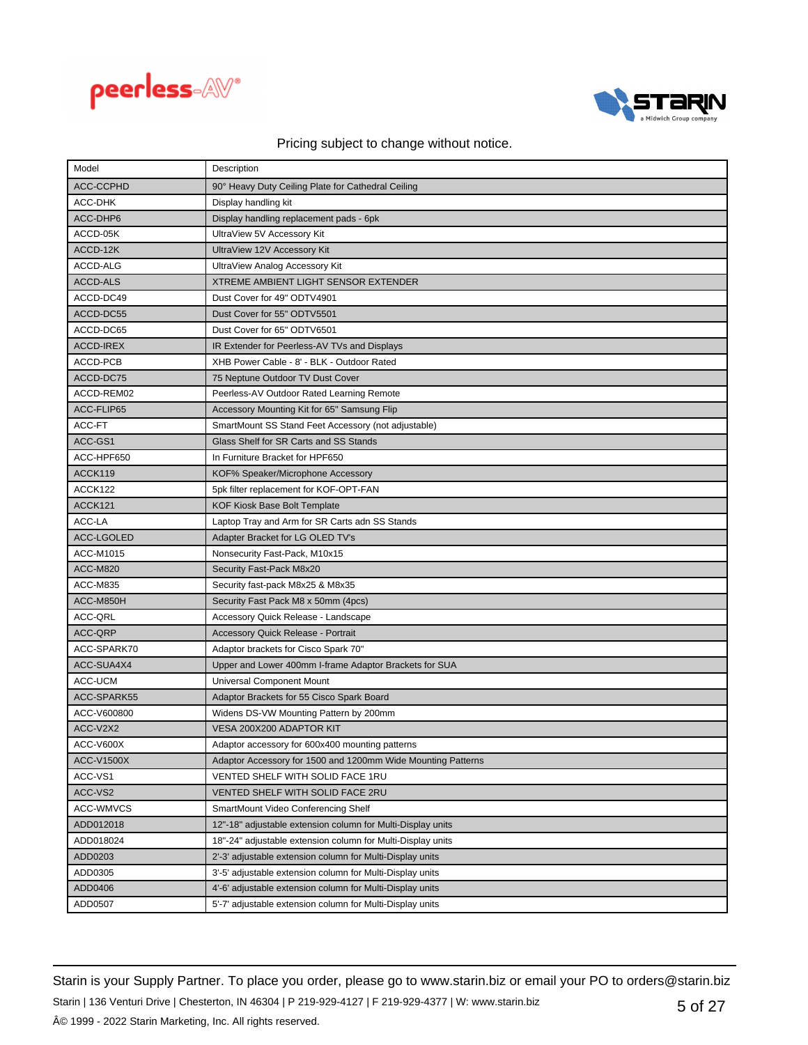Pricing subject to change without notice.

| Model | Description |
|---|---|
| ACC-CCPHD | 90° Heavy Duty Ceiling Plate for Cathedral Ceiling |
| ACC-DHK | Display handling kit |
| ACC-DHP6 | Display handling replacement pads - 6pk |
| ACCD-05K | UltraView 5V Accessory Kit |
| ACCD-12K | UltraView 12V Accessory Kit |
| ACCD-ALG | UltraView Analog Accessory Kit |
| ACCD-ALS | XTREME AMBIENT LIGHT SENSOR EXTENDER |
| ACCD-DC49 | Dust Cover for 49" ODTV4901 |
| ACCD-DC55 | Dust Cover for 55" ODTV5501 |
| ACCD-DC65 | Dust Cover for 65" ODTV6501 |
| ACCD-IREX | IR Extender for Peerless-AV TVs and Displays |
| ACCD-PCB | XHB Power Cable - 8' - BLK - Outdoor Rated |
| ACCD-DC75 | 75 Neptune Outdoor TV Dust Cover |
| ACCD-REM02 | Peerless-AV Outdoor Rated Learning Remote |
| ACC-FLIP65 | Accessory Mounting Kit for 65" Samsung Flip |
| ACC-FT | SmartMount SS Stand Feet Accessory (not adjustable) |
| ACC-GS1 | Glass Shelf for SR Carts and SS Stands |
| ACC-HPF650 | In Furniture Bracket for HPF650 |
| ACCK119 | KOF% Speaker/Microphone Accessory |
| ACCK122 | 5pk filter replacement for KOF-OPT-FAN |
| ACCK121 | KOF Kiosk Base Bolt Template |
| ACC-LA | Laptop Tray and Arm for SR Carts adn SS Stands |
| ACC-LGOLED | Adapter Bracket for LG OLED TV's |
| ACC-M1015 | Nonsecurity Fast-Pack, M10x15 |
| ACC-M820 | Security Fast-Pack M8x20 |
| ACC-M835 | Security fast-pack M8x25 & M8x35 |
| ACC-M850H | Security Fast Pack M8 x 50mm (4pcs) |
| ACC-QRL | Accessory Quick Release - Landscape |
| ACC-QRP | Accessory Quick Release - Portrait |
| ACC-SPARK70 | Adaptor brackets for Cisco Spark 70" |
| ACC-SUA4X4 | Upper and Lower 400mm I-frame Adaptor Brackets for SUA |
| ACC-UCM | Universal Component Mount |
| ACC-SPARK55 | Adaptor Brackets for 55 Cisco Spark Board |
| ACC-V600800 | Widens DS-VW Mounting Pattern by 200mm |
| ACC-V2X2 | VESA 200X200 ADAPTOR KIT |
| ACC-V600X | Adaptor accessory for 600x400 mounting patterns |
| ACC-V1500X | Adaptor Accessory for 1500 and 1200mm Wide Mounting Patterns |
| ACC-VS1 | VENTED SHELF WITH SOLID FACE 1RU |
| ACC-VS2 | VENTED SHELF WITH SOLID FACE 2RU |
| ACC-WMVCS | SmartMount Video Conferencing Shelf |
| ADD012018 | 12"-18" adjustable extension column for Multi-Display units |
| ADD018024 | 18"-24" adjustable extension column for Multi-Display units |
| ADD0203 | 2'-3' adjustable extension column for Multi-Display units |
| ADD0305 | 3'-5' adjustable extension column for Multi-Display units |
| ADD0406 | 4'-6' adjustable extension column for Multi-Display units |
| ADD0507 | 5'-7' adjustable extension column for Multi-Display units |

Starin is your Supply Partner. To place you order, please go to www.starin.biz or email your PO to orders@starin.biz

Starin | 136 Venturi Drive | Chesterton, IN 46304 | P 219-929-4127 | F 219-929-4377 | W: www.starin.biz

Â© 1999 - 2022 Starin Marketing, Inc. All rights reserved.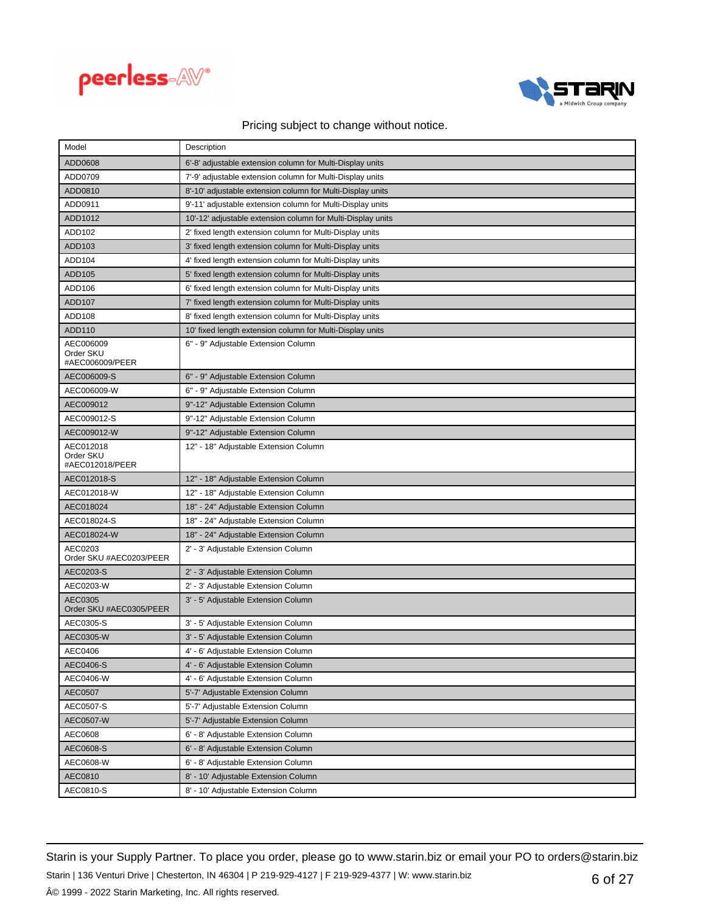Pricing subject to change without notice.

| Model | Description |
| --- | --- |
| ADD0608 | 6'-8' adjustable extension column for Multi-Display units |
| ADD0709 | 7'-9' adjustable extension column for Multi-Display units |
| ADD0810 | 8'-10' adjustable extension column for Multi-Display units |
| ADD0911 | 9'-11' adjustable extension column for Multi-Display units |
| ADD1012 | 10'-12' adjustable extension column for Multi-Display units |
| ADD102 | 2' fixed length extension column for Multi-Display units |
| ADD103 | 3' fixed length extension column for Multi-Display units |
| ADD104 | 4' fixed length extension column for Multi-Display units |
| ADD105 | 5' fixed length extension column for Multi-Display units |
| ADD106 | 6' fixed length extension column for Multi-Display units |
| ADD107 | 7' fixed length extension column for Multi-Display units |
| ADD108 | 8' fixed length extension column for Multi-Display units |
| ADD110 | 10' fixed length extension column for Multi-Display units |
| AEC006009 Order SKU #AEC006009/PEER | 6" - 9" Adjustable Extension Column |
| AEC006009-S | 6" - 9" Adjustable Extension Column |
| AEC006009-W | 6" - 9" Adjustable Extension Column |
| AEC009012 | 9"-12" Adjustable Extension Column |
| AEC009012-S | 9"-12" Adjustable Extension Column |
| AEC009012-W | 9"-12" Adjustable Extension Column |
| AEC012018 Order SKU #AEC012018/PEER | 12" - 18" Adjustable Extension Column |
| AEC012018-S | 12" - 18" Adjustable Extension Column |
| AEC012018-W | 12" - 18" Adjustable Extension Column |
| AEC018024 | 18" - 24" Adjustable Extension Column |
| AEC018024-S | 18" - 24" Adjustable Extension Column |
| AEC018024-W | 18" - 24" Adjustable Extension Column |
| AEC0203 Order SKU #AEC0203/PEER | 2' - 3' Adjustable Extension Column |
| AEC0203-S | 2' - 3' Adjustable Extension Column |
| AEC0203-W | 2' - 3' Adjustable Extension Column |
| AEC0305 Order SKU #AEC0305/PEER | 3' - 5' Adjustable Extension Column |
| AEC0305-S | 3' - 5' Adjustable Extension Column |
| AEC0305-W | 3' - 5' Adjustable Extension Column |
| AEC0406 | 4' - 6' Adjustable Extension Column |
| AEC0406-S | 4' - 6' Adjustable Extension Column |
| AEC0406-W | 4' - 6' Adjustable Extension Column |
| AEC0507 | 5'-7' Adjustable Extension Column |
| AEC0507-S | 5'-7' Adjustable Extension Column |
| AEC0507-W | 5'-7' Adjustable Extension Column |
| AEC0608 | 6' - 8' Adjustable Extension Column |
| AEC0608-S | 6' - 8' Adjustable Extension Column |
| AEC0608-W | 6' - 8' Adjustable Extension Column |
| AEC0810 | 8' - 10' Adjustable Extension Column |
| AEC0810-S | 8' - 10' Adjustable Extension Column |

Starin is your Supply Partner. To place you order, please go to www.starin.biz or email your PO to orders@starin.biz

Starin | 136 Venturi Drive | Chesterton, IN 46304 | P 219-929-4127 | F 219-929-4377 | W: www.starin.biz

Â© 1999 - 2022 Starin Marketing, Inc. All rights reserved.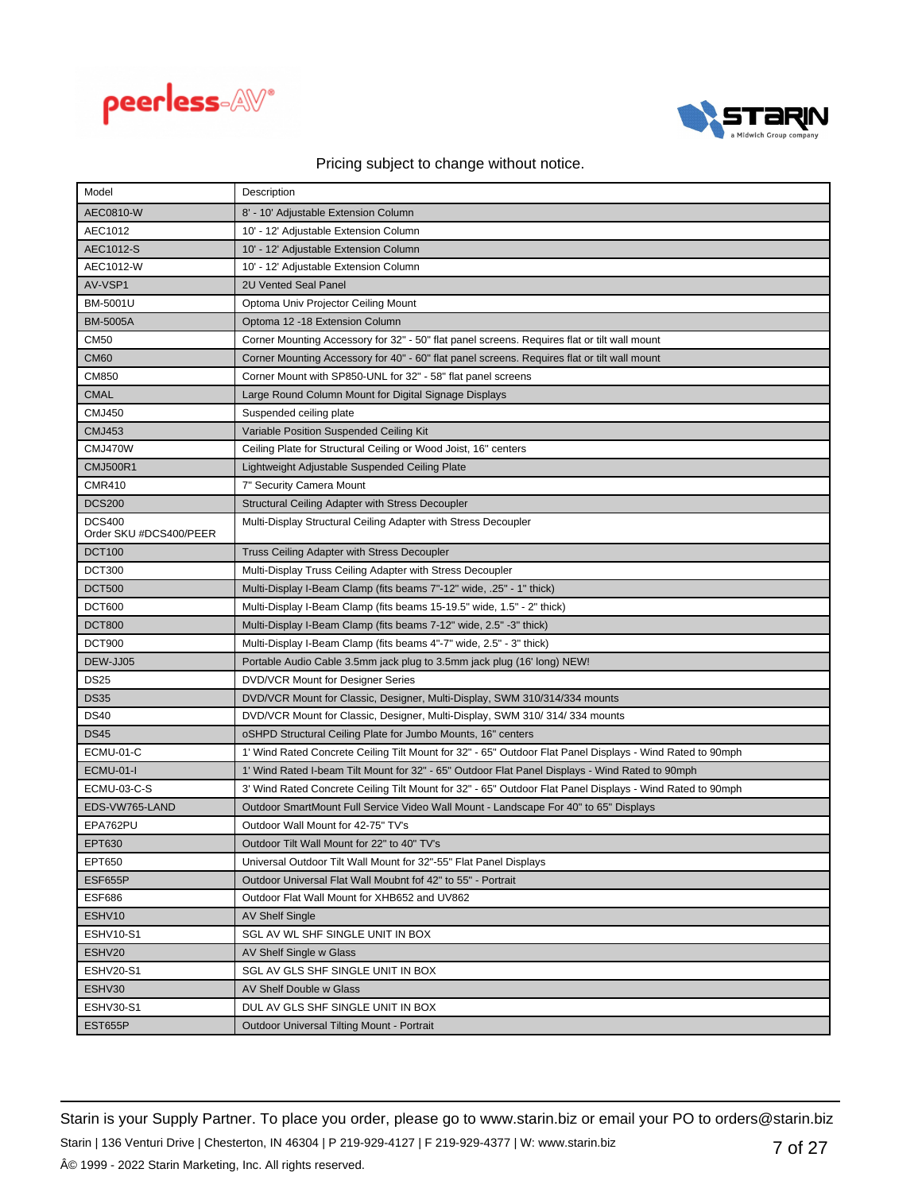Pricing subject to change without notice.

| Model | Description |
|---|---|
| AEC0810-W | 8' - 10' Adjustable Extension Column |
| AEC1012 | 10' - 12' Adjustable Extension Column |
| AEC1012-S | 10' - 12' Adjustable Extension Column |
| AEC1012-W | 10' - 12' Adjustable Extension Column |
| AV-VSP1 | 2U Vented Seal Panel |
| BM-5001U | Optoma Univ Projector Ceiling Mount |
| BM-5005A | Optoma 12 -18 Extension Column |
| CM50 | Corner Mounting Accessory for 32" - 50" flat panel screens. Requires flat or tilt wall mount |
| CM60 | Corner Mounting Accessory for 40" - 60" flat panel screens. Requires flat or tilt wall mount |
| CM850 | Corner Mount with SP850-UNL for 32" - 58" flat panel screens |
| CMAL | Large Round Column Mount for Digital Signage Displays |
| CMJ450 | Suspended ceiling plate |
| CMJ453 | Variable Position Suspended Ceiling Kit |
| CMJ470W | Ceiling Plate for Structural Ceiling or Wood Joist, 16" centers |
| CMJ500R1 | Lightweight Adjustable Suspended Ceiling Plate |
| CMR410 | 7" Security Camera Mount |
| DCS200 | Structural Ceiling Adapter with Stress Decoupler |
| DCS400 Order SKU #DCS400/PEER | Multi-Display Structural Ceiling Adapter with Stress Decoupler |
| DCT100 | Truss Ceiling Adapter with Stress Decoupler |
| DCT300 | Multi-Display Truss Ceiling Adapter with Stress Decoupler |
| DCT500 | Multi-Display I-Beam Clamp (fits beams 7"-12" wide, .25" - 1" thick) |
| DCT600 | Multi-Display I-Beam Clamp (fits beams 15-19.5" wide, 1.5" - 2" thick) |
| DCT800 | Multi-Display I-Beam Clamp (fits beams 7-12" wide, 2.5" -3" thick) |
| DCT900 | Multi-Display I-Beam Clamp (fits beams 4"-7" wide, 2.5" - 3" thick) |
| DEW-JJ05 | Portable Audio Cable 3.5mm jack plug to 3.5mm jack plug (16' long) NEW! |
| DS25 | DVD/VCR Mount for Designer Series |
| DS35 | DVD/VCR Mount for Classic, Designer, Multi-Display, SWM 310/314/334 mounts |
| DS40 | DVD/VCR Mount for Classic, Designer, Multi-Display, SWM 310/ 314/ 334 mounts |
| DS45 | oSHPD Structural Ceiling Plate for Jumbo Mounts, 16" centers |
| ECMU-01-C | 1' Wind Rated Concrete Ceiling Tilt Mount for 32" - 65" Outdoor Flat Panel Displays - Wind Rated to 90mph |
| ECMU-01-I | 1' Wind Rated I-beam Tilt Mount for 32" - 65" Outdoor Flat Panel Displays - Wind Rated to 90mph |
| ECMU-03-C-S | 3' Wind Rated Concrete Ceiling Tilt Mount for 32" - 65" Outdoor Flat Panel Displays - Wind Rated to 90mph |
| EDS-VW765-LAND | Outdoor SmartMount Full Service Video Wall Mount - Landscape For 40" to 65" Displays |
| EPA762PU | Outdoor Wall Mount for 42-75" TV's |
| EPT630 | Outdoor Tilt Wall Mount for 22" to 40" TV's |
| EPT650 | Universal Outdoor Tilt Wall Mount for 32"-55" Flat Panel Displays |
| ESF655P | Outdoor Universal Flat Wall Moubnt fof 42" to 55" - Portrait |
| ESF686 | Outdoor Flat Wall Mount for XHB652 and UV862 |
| ESHV10 | AV Shelf Single |
| ESHV10-S1 | SGL AV WL SHF SINGLE UNIT IN BOX |
| ESHV20 | AV Shelf Single w Glass |
| ESHV20-S1 | SGL AV GLS SHF SINGLE UNIT IN BOX |
| ESHV30 | AV Shelf Double w Glass |
| ESHV30-S1 | DUL AV GLS SHF SINGLE UNIT IN BOX |
| EST655P | Outdoor Universal Tilting Mount - Portrait |

Starin is your Supply Partner. To place you order, please go to www.starin.biz or email your PO to orders@starin.biz

Starin | 136 Venturi Drive | Chesterton, IN 46304 | P 219-929-4127 | F 219-929-4377 | W: www.starin.biz

Â© 1999 - 2022 Starin Marketing, Inc. All rights reserved.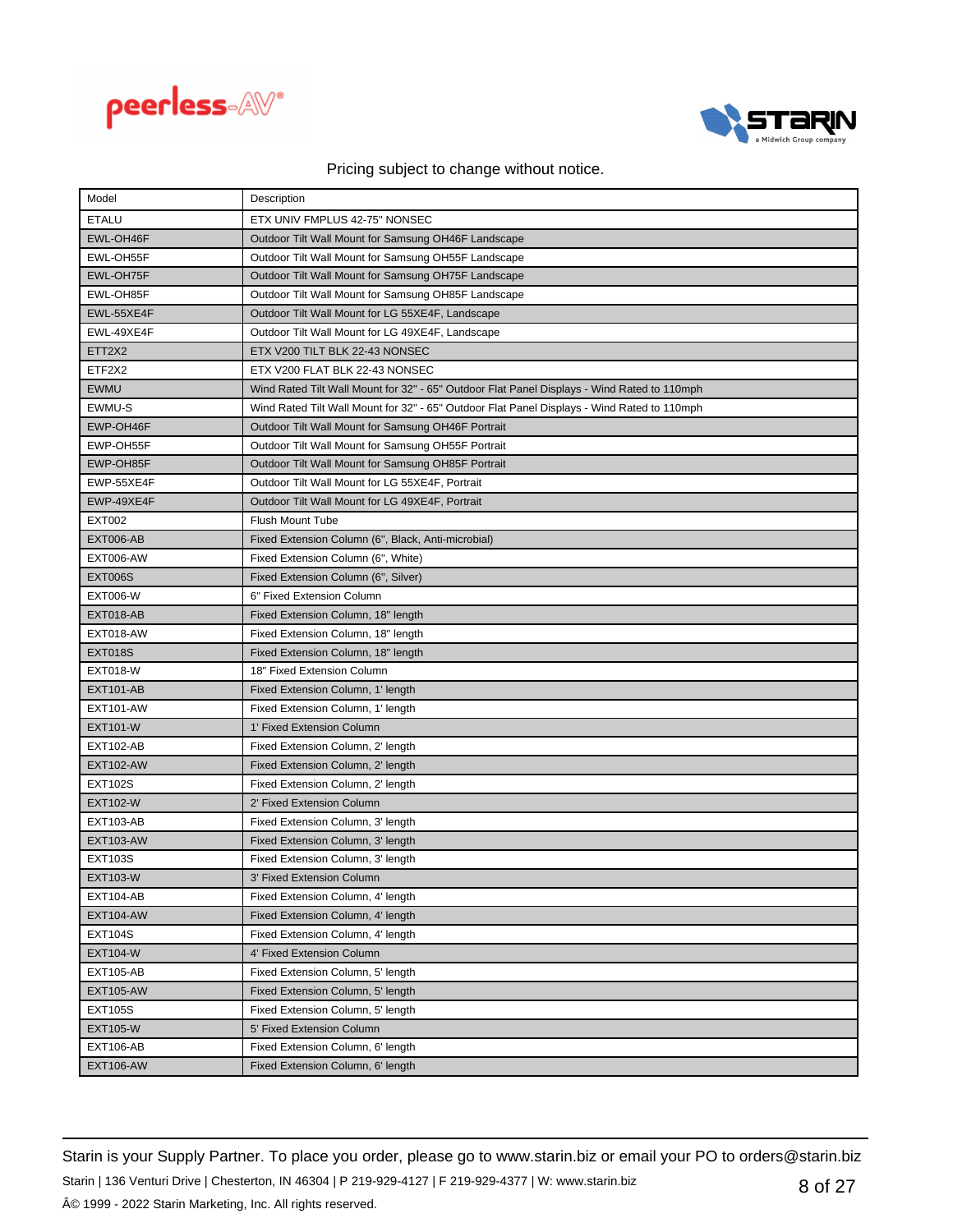Pricing subject to change without notice.

| Model | Description |
|---|---|
| ETALU | ETX UNIV FMPLUS 42-75" NONSEC |
| EWL-OH46F | Outdoor Tilt Wall Mount for Samsung OH46F Landscape |
| EWL-OH55F | Outdoor Tilt Wall Mount for Samsung OH55F Landscape |
| EWL-OH75F | Outdoor Tilt Wall Mount for Samsung OH75F Landscape |
| EWL-OH85F | Outdoor Tilt Wall Mount for Samsung OH85F Landscape |
| EWL-55XE4F | Outdoor Tilt Wall Mount for LG 55XE4F, Landscape |
| EWL-49XE4F | Outdoor Tilt Wall Mount for LG 49XE4F, Landscape |
| ETT2X2 | ETX V200 TILT BLK 22-43 NONSEC |
| ETF2X2 | ETX V200 FLAT BLK 22-43 NONSEC |
| EWMU | Wind Rated Tilt Wall Mount for 32" - 65" Outdoor Flat Panel Displays - Wind Rated to 110mph |
| EWMU-S | Wind Rated Tilt Wall Mount for 32" - 65" Outdoor Flat Panel Displays - Wind Rated to 110mph |
| EWP-OH46F | Outdoor Tilt Wall Mount for Samsung OH46F Portrait |
| EWP-OH55F | Outdoor Tilt Wall Mount for Samsung OH55F Portrait |
| EWP-OH85F | Outdoor Tilt Wall Mount for Samsung OH85F Portrait |
| EWP-55XE4F | Outdoor Tilt Wall Mount for LG 55XE4F, Portrait |
| EWP-49XE4F | Outdoor Tilt Wall Mount for LG 49XE4F, Portrait |
| EXT002 | Flush Mount Tube |
| EXT006-AB | Fixed Extension Column (6", Black, Anti-microbial) |
| EXT006-AW | Fixed Extension Column (6", White) |
| EXT006S | Fixed Extension Column (6", Silver) |
| EXT006-W | 6" Fixed Extension Column |
| EXT018-AB | Fixed Extension Column, 18" length |
| EXT018-AW | Fixed Extension Column, 18" length |
| EXT018S | Fixed Extension Column, 18" length |
| EXT018-W | 18" Fixed Extension Column |
| EXT101-AB | Fixed Extension Column, 1' length |
| EXT101-AW | Fixed Extension Column, 1' length |
| EXT101-W | 1' Fixed Extension Column |
| EXT102-AB | Fixed Extension Column, 2' length |
| EXT102-AW | Fixed Extension Column, 2' length |
| EXT102S | Fixed Extension Column, 2' length |
| EXT102-W | 2' Fixed Extension Column |
| EXT103-AB | Fixed Extension Column, 3' length |
| EXT103-AW | Fixed Extension Column, 3' length |
| EXT103S | Fixed Extension Column, 3' length |
| EXT103-W | 3' Fixed Extension Column |
| EXT104-AB | Fixed Extension Column, 4' length |
| EXT104-AW | Fixed Extension Column, 4' length |
| EXT104S | Fixed Extension Column, 4' length |
| EXT104-W | 4' Fixed Extension Column |
| EXT105-AB | Fixed Extension Column, 5' length |
| EXT105-AW | Fixed Extension Column, 5' length |
| EXT105S | Fixed Extension Column, 5' length |
| EXT105-W | 5' Fixed Extension Column |
| EXT106-AB | Fixed Extension Column, 6' length |
| EXT106-AW | Fixed Extension Column, 6' length |

Starin is your Supply Partner. To place you order, please go to www.starin.biz or email your PO to orders@starin.biz

Starin | 136 Venturi Drive | Chesterton, IN 46304 | P 219-929-4127 | F 219-929-4377 | W: www.starin.biz

Â© 1999 - 2022 Starin Marketing, Inc. All rights reserved.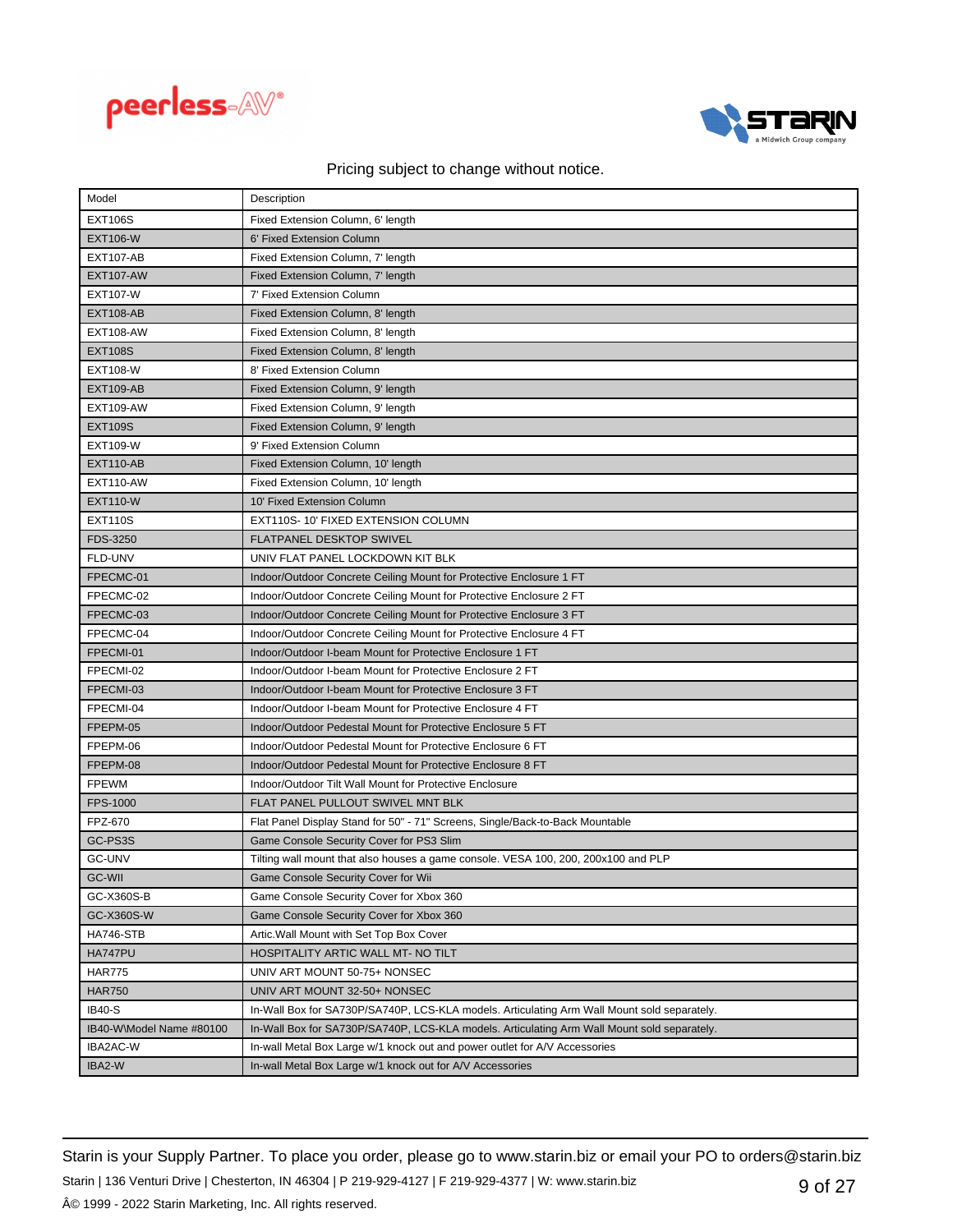Pricing subject to change without notice.

| Model | Description |
|---|---|
| EXT106S | Fixed Extension Column, 6' length |
| EXT106-W | 6' Fixed Extension Column |
| EXT107-AB | Fixed Extension Column, 7' length |
| EXT107-AW | Fixed Extension Column, 7' length |
| EXT107-W | 7' Fixed Extension Column |
| EXT108-AB | Fixed Extension Column, 8' length |
| EXT108-AW | Fixed Extension Column, 8' length |
| EXT108S | Fixed Extension Column, 8' length |
| EXT108-W | 8' Fixed Extension Column |
| EXT109-AB | Fixed Extension Column, 9' length |
| EXT109-AW | Fixed Extension Column, 9' length |
| EXT109S | Fixed Extension Column, 9' length |
| EXT109-W | 9' Fixed Extension Column |
| EXT110-AB | Fixed Extension Column, 10' length |
| EXT110-AW | Fixed Extension Column, 10' length |
| EXT110-W | 10' Fixed Extension Column |
| EXT110S | EXT110S- 10' FIXED EXTENSION COLUMN |
| FDS-3250 | FLATPANEL DESKTOP SWIVEL |
| FLD-UNV | UNIV FLAT PANEL LOCKDOWN KIT BLK |
| FPECMC-01 | Indoor/Outdoor Concrete Ceiling Mount for Protective Enclosure 1 FT |
| FPECMC-02 | Indoor/Outdoor Concrete Ceiling Mount for Protective Enclosure 2 FT |
| FPECMC-03 | Indoor/Outdoor Concrete Ceiling Mount for Protective Enclosure 3 FT |
| FPECMC-04 | Indoor/Outdoor Concrete Ceiling Mount for Protective Enclosure 4 FT |
| FPECMI-01 | Indoor/Outdoor I-beam Mount for Protective Enclosure 1 FT |
| FPECMI-02 | Indoor/Outdoor I-beam Mount for Protective Enclosure 2 FT |
| FPECMI-03 | Indoor/Outdoor I-beam Mount for Protective Enclosure 3 FT |
| FPECMI-04 | Indoor/Outdoor I-beam Mount for Protective Enclosure 4 FT |
| FPEPM-05 | Indoor/Outdoor Pedestal Mount for Protective Enclosure 5 FT |
| FPEPM-06 | Indoor/Outdoor Pedestal Mount for Protective Enclosure 6 FT |
| FPEPM-08 | Indoor/Outdoor Pedestal Mount for Protective Enclosure 8 FT |
| FPEWM | Indoor/Outdoor Tilt Wall Mount for Protective Enclosure |
| FPS-1000 | FLAT PANEL PULLOUT SWIVEL MNT BLK |
| FPZ-670 | Flat Panel Display Stand for 50" - 71" Screens, Single/Back-to-Back Mountable |
| GC-PS3S | Game Console Security Cover for PS3 Slim |
| GC-UNV | Tilting wall mount that also houses a game console. VESA 100, 200, 200x100 and PLP |
| GC-WII | Game Console Security Cover for Wii |
| GC-X360S-B | Game Console Security Cover for Xbox 360 |
| GC-X360S-W | Game Console Security Cover for Xbox 360 |
| HA746-STB | Artic.Wall Mount with Set Top Box Cover |
| HA747PU | HOSPITALITY ARTIC WALL MT- NO TILT |
| HAR775 | UNIV ART MOUNT 50-75+ NONSEC |
| HAR750 | UNIV ART MOUNT 32-50+ NONSEC |
| IB40-S | In-Wall Box for SA730P/SA740P, LCS-KLA models. Articulating Arm Wall Mount sold separately. |
| IB40-WModel Name #80100 | In-Wall Box for SA730P/SA740P, LCS-KLA models. Articulating Arm Wall Mount sold separately. |
| IBA2AC-W | In-wall Metal Box Large w/1 knock out and power outlet for A/V Accessories |
| IBA2-W | In-wall Metal Box Large w/1 knock out for A/V Accessories |

Starin is your Supply Partner. To place you order, please go to www.starin.biz or email your PO to orders@starin.biz

Starin | 136 Venturi Drive | Chesterton, IN 46304 | P 219-929-4127 | F 219-929-4377 | W: www.starin.biz

Â© 1999 - 2022 Starin Marketing, Inc. All rights reserved.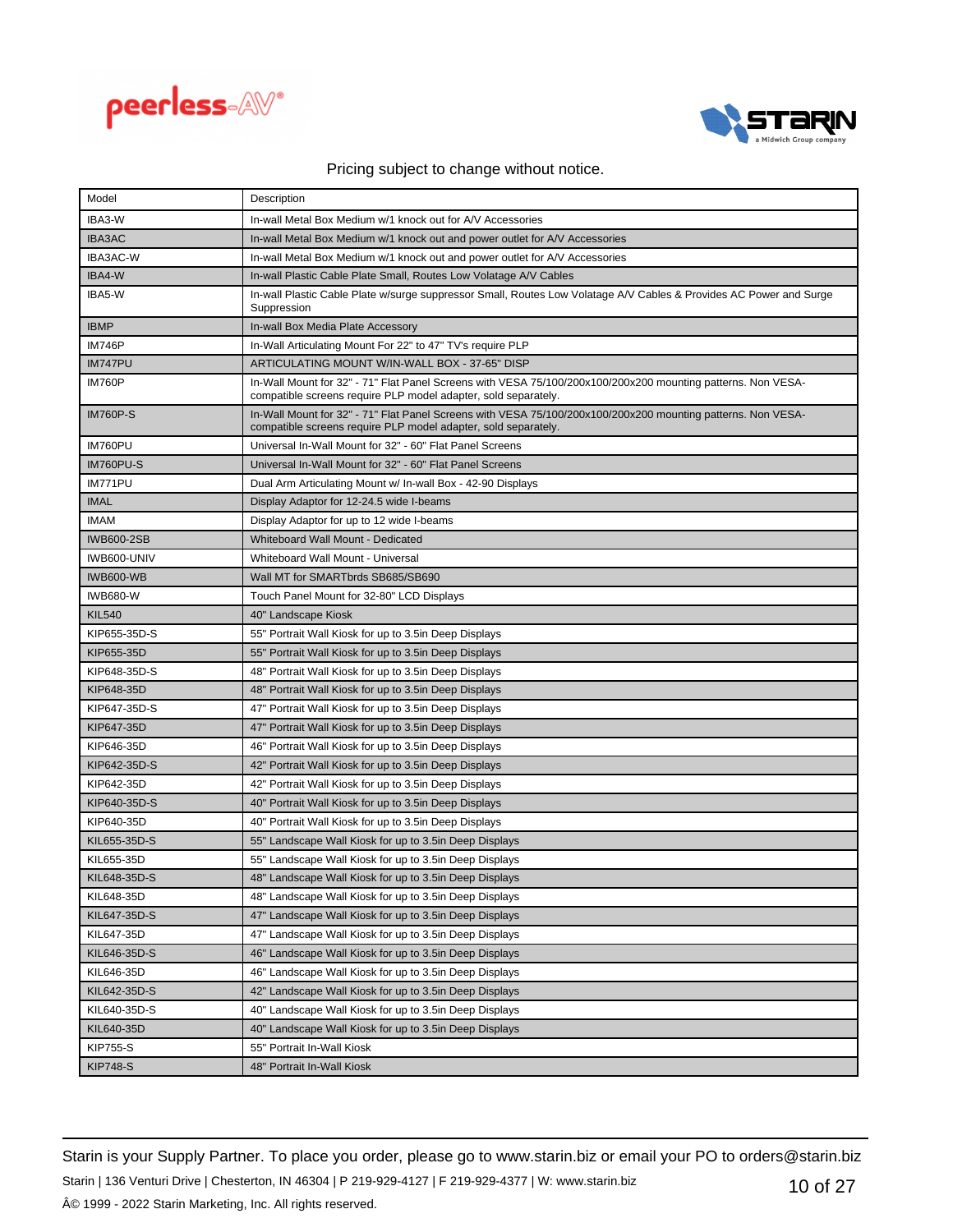Pricing subject to change without notice.

| Model | Description |
|---|---|
| IBA3-W | In-wall Metal Box Medium w/1 knock out for A/V Accessories |
| IBA3AC | In-wall Metal Box Medium w/1 knock out and power outlet for A/V Accessories |
| IBA3AC-W | In-wall Metal Box Medium w/1 knock out and power outlet for A/V Accessories |
| IBA4-W | In-wall Plastic Cable Plate Small, Routes Low Volatage A/V Cables |
| IBA5-W | In-wall Plastic Cable Plate w/surge suppressor Small, Routes Low Volatage A/V Cables & Provides AC Power and Surge Suppression |
| IBMP | In-wall Box Media Plate Accessory |
| IM746P | In-Wall Articulating Mount For 22" to 47" TV's require PLP |
| IM747PU | ARTICULATING MOUNT W/IN-WALL BOX - 37-65" DISP |
| IM760P | In-Wall Mount for 32" - 71" Flat Panel Screens with VESA 75/100/200x100/200x200 mounting patterns. Non VESA-compatible screens require PLP model adapter, sold separately. |
| IM760P-S | In-Wall Mount for 32" - 71" Flat Panel Screens with VESA 75/100/200x100/200x200 mounting patterns. Non VESA-compatible screens require PLP model adapter, sold separately. |
| IM760PU | Universal In-Wall Mount for 32" - 60" Flat Panel Screens |
| IM760PU-S | Universal In-Wall Mount for 32" - 60" Flat Panel Screens |
| IM771PU | Dual Arm Articulating Mount w/ In-wall Box - 42-90 Displays |
| IMAL | Display Adaptor for 12-24.5 wide I-beams |
| IMAM | Display Adaptor for up to 12 wide I-beams |
| IWB600-2SB | Whiteboard Wall Mount - Dedicated |
| IWB600-UNIV | Whiteboard Wall Mount - Universal |
| IWB600-WB | Wall MT for SMARTbrds SB685/SB690 |
| IWB680-W | Touch Panel Mount for 32-80" LCD Displays |
| KIL540 | 40" Landscape Kiosk |
| KIP655-35D-S | 55" Portrait Wall Kiosk for up to 3.5in Deep Displays |
| KIP655-35D | 55" Portrait Wall Kiosk for up to 3.5in Deep Displays |
| KIP648-35D-S | 48" Portrait Wall Kiosk for up to 3.5in Deep Displays |
| KIP648-35D | 48" Portrait Wall Kiosk for up to 3.5in Deep Displays |
| KIP647-35D-S | 47" Portrait Wall Kiosk for up to 3.5in Deep Displays |
| KIP647-35D | 47" Portrait Wall Kiosk for up to 3.5in Deep Displays |
| KIP646-35D | 46" Portrait Wall Kiosk for up to 3.5in Deep Displays |
| KIP642-35D-S | 42" Portrait Wall Kiosk for up to 3.5in Deep Displays |
| KIP642-35D | 42" Portrait Wall Kiosk for up to 3.5in Deep Displays |
| KIP640-35D-S | 40" Portrait Wall Kiosk for up to 3.5in Deep Displays |
| KIP640-35D | 40" Portrait Wall Kiosk for up to 3.5in Deep Displays |
| KIL655-35D-S | 55" Landscape Wall Kiosk for up to 3.5in Deep Displays |
| KIL655-35D | 55" Landscape Wall Kiosk for up to 3.5in Deep Displays |
| KIL648-35D-S | 48" Landscape Wall Kiosk for up to 3.5in Deep Displays |
| KIL648-35D | 48" Landscape Wall Kiosk for up to 3.5in Deep Displays |
| KIL647-35D-S | 47" Landscape Wall Kiosk for up to 3.5in Deep Displays |
| KIL647-35D | 47" Landscape Wall Kiosk for up to 3.5in Deep Displays |
| KIL646-35D-S | 46" Landscape Wall Kiosk for up to 3.5in Deep Displays |
| KIL646-35D | 46" Landscape Wall Kiosk for up to 3.5in Deep Displays |
| KIL642-35D-S | 42" Landscape Wall Kiosk for up to 3.5in Deep Displays |
| KIL640-35D-S | 40" Landscape Wall Kiosk for up to 3.5in Deep Displays |
| KIL640-35D | 40" Landscape Wall Kiosk for up to 3.5in Deep Displays |
| KIP755-S | 55" Portrait In-Wall Kiosk |
| KIP748-S | 48" Portrait In-Wall Kiosk |

Starin is your Supply Partner. To place you order, please go to www.starin.biz or email your PO to orders@starin.biz

Starin | 136 Venturi Drive | Chesterton, IN 46304 | P 219-929-4127 | F 219-929-4377 | W: www.starin.biz

Â© 1999 - 2022 Starin Marketing, Inc. All rights reserved.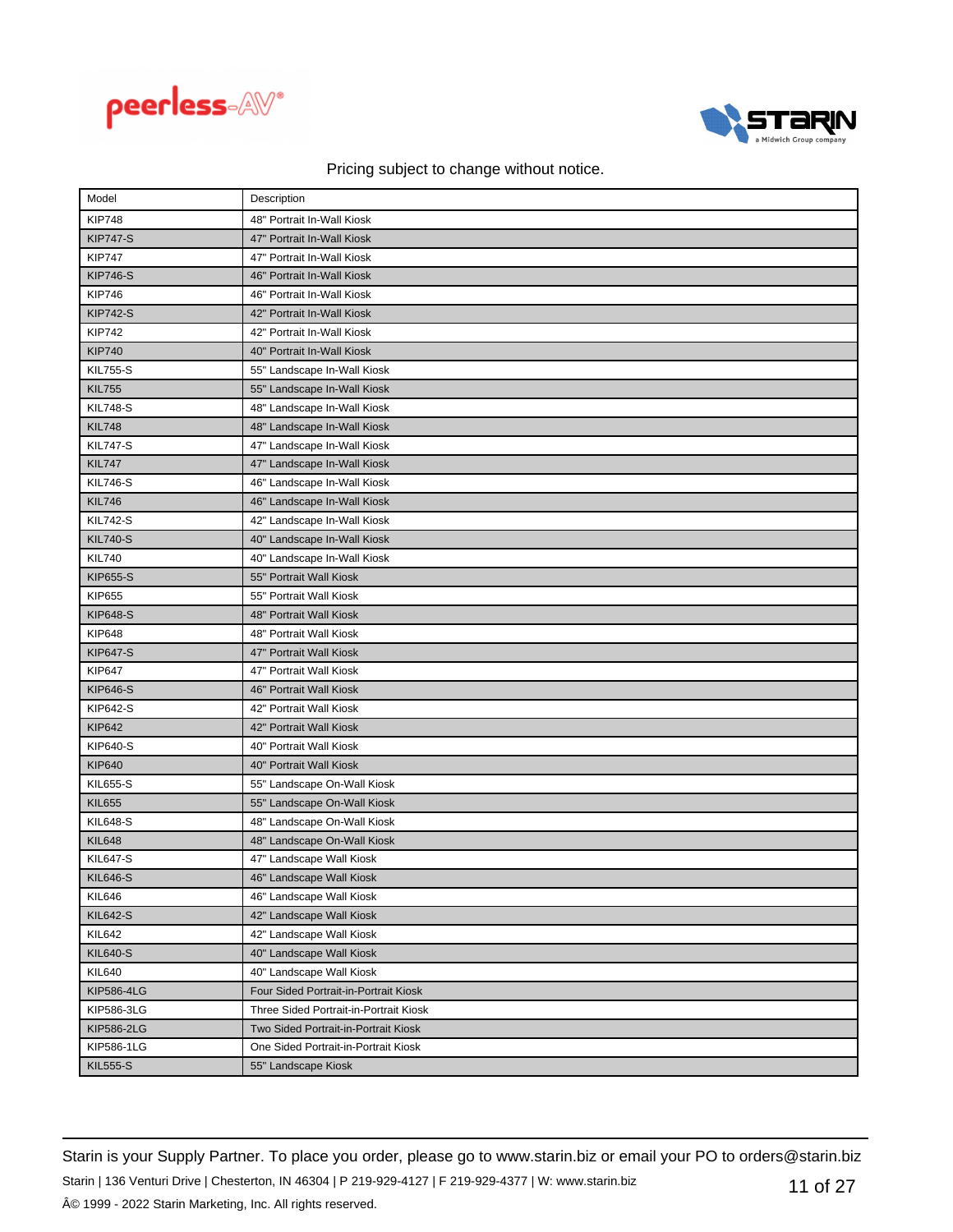Pricing subject to change without notice.

| Model | Description |
|---|---|
| KIP748 | 48" Portrait In-Wall Kiosk |
| KIP747-S | 47" Portrait In-Wall Kiosk |
| KIP747 | 47" Portrait In-Wall Kiosk |
| KIP746-S | 46" Portrait In-Wall Kiosk |
| KIP746 | 46" Portrait In-Wall Kiosk |
| KIP742-S | 42" Portrait In-Wall Kiosk |
| KIP742 | 42" Portrait In-Wall Kiosk |
| KIP740 | 40" Portrait In-Wall Kiosk |
| KIL755-S | 55" Landscape In-Wall Kiosk |
| KIL755 | 55" Landscape In-Wall Kiosk |
| KIL748-S | 48" Landscape In-Wall Kiosk |
| KIL748 | 48" Landscape In-Wall Kiosk |
| KIL747-S | 47" Landscape In-Wall Kiosk |
| KIL747 | 47" Landscape In-Wall Kiosk |
| KIL746-S | 46" Landscape In-Wall Kiosk |
| KIL746 | 46" Landscape In-Wall Kiosk |
| KIL742-S | 42" Landscape In-Wall Kiosk |
| KIL740-S | 40" Landscape In-Wall Kiosk |
| KIL740 | 40" Landscape In-Wall Kiosk |
| KIP655-S | 55" Portrait Wall Kiosk |
| KIP655 | 55" Portrait Wall Kiosk |
| KIP648-S | 48" Portrait Wall Kiosk |
| KIP648 | 48" Portrait Wall Kiosk |
| KIP647-S | 47" Portrait Wall Kiosk |
| KIP647 | 47" Portrait Wall Kiosk |
| KIP646-S | 46" Portrait Wall Kiosk |
| KIP642-S | 42" Portrait Wall Kiosk |
| KIP642 | 42" Portrait Wall Kiosk |
| KIP640-S | 40" Portrait Wall Kiosk |
| KIP640 | 40" Portrait Wall Kiosk |
| KIL655-S | 55" Landscape On-Wall Kiosk |
| KIL655 | 55" Landscape On-Wall Kiosk |
| KIL648-S | 48" Landscape On-Wall Kiosk |
| KIL648 | 48" Landscape On-Wall Kiosk |
| KIL647-S | 47" Landscape Wall Kiosk |
| KIL646-S | 46" Landscape Wall Kiosk |
| KIL646 | 46" Landscape Wall Kiosk |
| KIL642-S | 42" Landscape Wall Kiosk |
| KIL642 | 42" Landscape Wall Kiosk |
| KIL640-S | 40" Landscape Wall Kiosk |
| KIL640 | 40" Landscape Wall Kiosk |
| KIP586-4LG | Four Sided Portrait-in-Portrait Kiosk |
| KIP586-3LG | Three Sided Portrait-in-Portrait Kiosk |
| KIP586-2LG | Two Sided Portrait-in-Portrait Kiosk |
| KIP586-1LG | One Sided Portrait-in-Portrait Kiosk |
| KIL555-S | 55" Landscape Kiosk |

Starin is your Supply Partner. To place you order, please go to www.starin.biz or email your PO to orders@starin.biz

Starin | 136 Venturi Drive | Chesterton, IN 46304 | P 219-929-4127 | F 219-929-4377 | W: www.starin.biz

Â© 1999 - 2022 Starin Marketing, Inc. All rights reserved.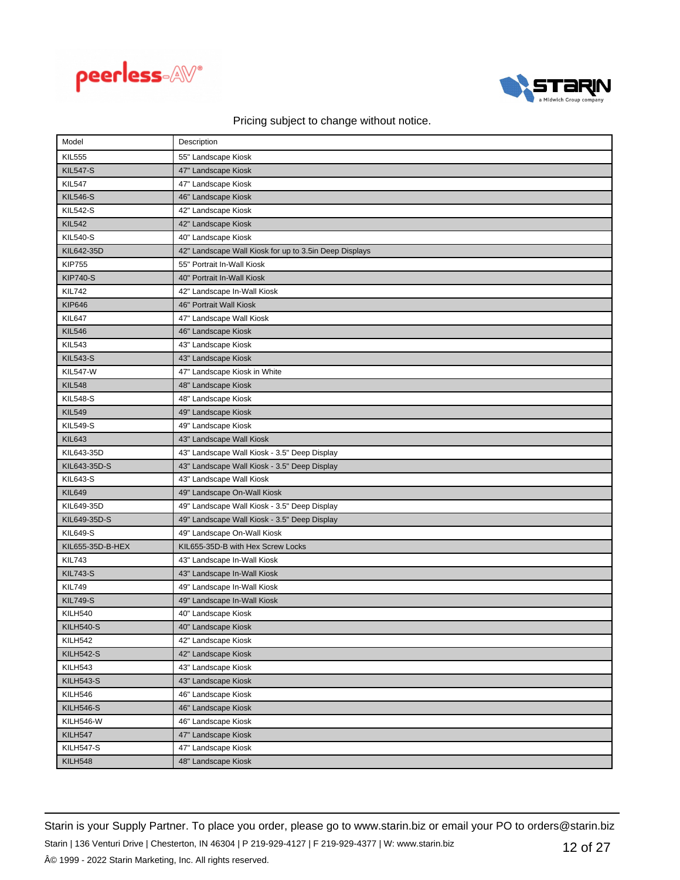Pricing subject to change without notice.

| Model | Description |
| --- | --- |
| KIL555 | 55" Landscape Kiosk |
| KIL547-S | 47" Landscape Kiosk |
| KIL547 | 47" Landscape Kiosk |
| KIL546-S | 46" Landscape Kiosk |
| KIL542-S | 42" Landscape Kiosk |
| KIL542 | 42" Landscape Kiosk |
| KIL540-S | 40" Landscape Kiosk |
| KIL642-35D | 42" Landscape Wall Kiosk for up to 3.5in Deep Displays |
| KIP755 | 55" Portrait In-Wall Kiosk |
| KIP740-S | 40" Portrait In-Wall Kiosk |
| KIL742 | 42" Landscape In-Wall Kiosk |
| KIP646 | 46" Portrait Wall Kiosk |
| KIL647 | 47" Landscape Wall Kiosk |
| KIL546 | 46" Landscape Kiosk |
| KIL543 | 43" Landscape Kiosk |
| KIL543-S | 43" Landscape Kiosk |
| KIL547-W | 47" Landscape Kiosk in White |
| KIL548 | 48" Landscape Kiosk |
| KIL548-S | 48" Landscape Kiosk |
| KIL549 | 49" Landscape Kiosk |
| KIL549-S | 49" Landscape Kiosk |
| KIL643 | 43" Landscape Wall Kiosk |
| KIL643-35D | 43" Landscape Wall Kiosk - 3.5" Deep Display |
| KIL643-35D-S | 43" Landscape Wall Kiosk - 3.5" Deep Display |
| KIL643-S | 43" Landscape Wall Kiosk |
| KIL649 | 49" Landscape On-Wall Kiosk |
| KIL649-35D | 49" Landscape Wall Kiosk - 3.5" Deep Display |
| KIL649-35D-S | 49" Landscape Wall Kiosk - 3.5" Deep Display |
| KIL649-S | 49" Landscape On-Wall Kiosk |
| KIL655-35D-B-HEX | KIL655-35D-B with Hex Screw Locks |
| KIL743 | 43" Landscape In-Wall Kiosk |
| KIL743-S | 43" Landscape In-Wall Kiosk |
| KIL749 | 49" Landscape In-Wall Kiosk |
| KIL749-S | 49" Landscape In-Wall Kiosk |
| KILH540 | 40" Landscape Kiosk |
| KILH540-S | 40" Landscape Kiosk |
| KILH542 | 42" Landscape Kiosk |
| KILH542-S | 42" Landscape Kiosk |
| KILH543 | 43" Landscape Kiosk |
| KILH543-S | 43" Landscape Kiosk |
| KILH546 | 46" Landscape Kiosk |
| KILH546-S | 46" Landscape Kiosk |
| KILH546-W | 46" Landscape Kiosk |
| KILH547 | 47" Landscape Kiosk |
| KILH547-S | 47" Landscape Kiosk |
| KILH548 | 48" Landscape Kiosk |

Starin is your Supply Partner. To place you order, please go to www.starin.biz or email your PO to orders@starin.biz

Starin | 136 Venturi Drive | Chesterton, IN 46304 | P 219-929-4127 | F 219-929-4377 | W: www.starin.biz

Â© 1999 - 2022 Starin Marketing, Inc. All rights reserved.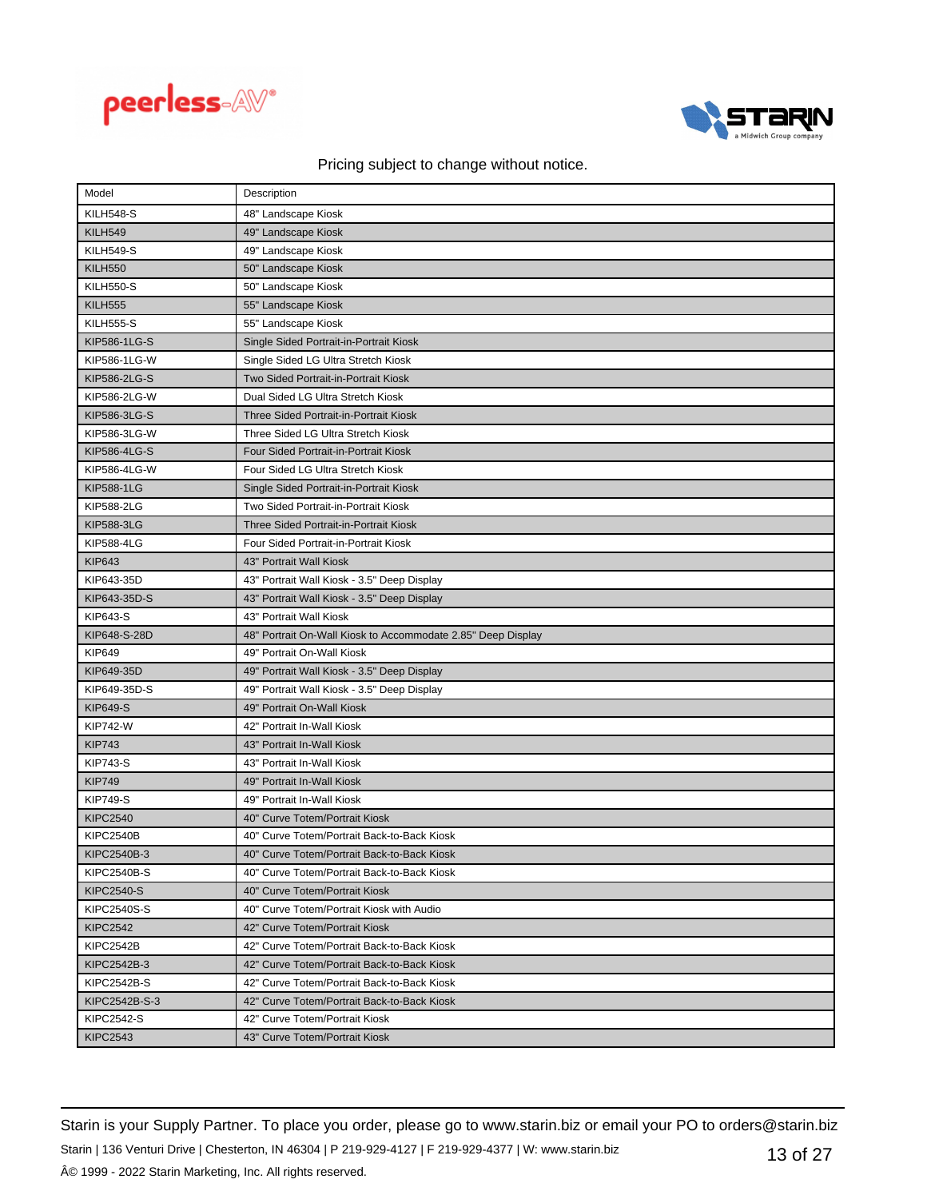Pricing subject to change without notice.

| Model | Description |
|---|---|
| KILH548-S | 48" Landscape Kiosk |
| KILH549 | 49" Landscape Kiosk |
| KILH549-S | 49" Landscape Kiosk |
| KILH550 | 50" Landscape Kiosk |
| KILH550-S | 50" Landscape Kiosk |
| KILH555 | 55" Landscape Kiosk |
| KILH555-S | 55" Landscape Kiosk |
| KIP586-1LG-S | Single Sided Portrait-in-Portrait Kiosk |
| KIP586-1LG-W | Single Sided LG Ultra Stretch Kiosk |
| KIP586-2LG-S | Two Sided Portrait-in-Portrait Kiosk |
| KIP586-2LG-W | Dual Sided LG Ultra Stretch Kiosk |
| KIP586-3LG-S | Three Sided Portrait-in-Portrait Kiosk |
| KIP586-3LG-W | Three Sided LG Ultra Stretch Kiosk |
| KIP586-4LG-S | Four Sided Portrait-in-Portrait Kiosk |
| KIP586-4LG-W | Four Sided LG Ultra Stretch Kiosk |
| KIP588-1LG | Single Sided Portrait-in-Portrait Kiosk |
| KIP588-2LG | Two Sided Portrait-in-Portrait Kiosk |
| KIP588-3LG | Three Sided Portrait-in-Portrait Kiosk |
| KIP588-4LG | Four Sided Portrait-in-Portrait Kiosk |
| KIP643 | 43" Portrait Wall Kiosk |
| KIP643-35D | 43" Portrait Wall Kiosk - 3.5" Deep Display |
| KIP643-35D-S | 43" Portrait Wall Kiosk - 3.5" Deep Display |
| KIP643-S | 43" Portrait Wall Kiosk |
| KIP648-S-28D | 48" Portrait On-Wall Kiosk to Accommodate 2.85" Deep Display |
| KIP649 | 49" Portrait On-Wall Kiosk |
| KIP649-35D | 49" Portrait Wall Kiosk - 3.5" Deep Display |
| KIP649-35D-S | 49" Portrait Wall Kiosk - 3.5" Deep Display |
| KIP649-S | 49" Portrait On-Wall Kiosk |
| KIP742-W | 42" Portrait In-Wall Kiosk |
| KIP743 | 43" Portrait In-Wall Kiosk |
| KIP743-S | 43" Portrait In-Wall Kiosk |
| KIP749 | 49" Portrait In-Wall Kiosk |
| KIP749-S | 49" Portrait In-Wall Kiosk |
| KIPC2540 | 40" Curve Totem/Portrait Kiosk |
| KIPC2540B | 40" Curve Totem/Portrait Back-to-Back Kiosk |
| KIPC2540B-3 | 40" Curve Totem/Portrait Back-to-Back Kiosk |
| KIPC2540B-S | 40" Curve Totem/Portrait Back-to-Back Kiosk |
| KIPC2540-S | 40" Curve Totem/Portrait Kiosk |
| KIPC2540S-S | 40" Curve Totem/Portrait Kiosk with Audio |
| KIPC2542 | 42" Curve Totem/Portrait Kiosk |
| KIPC2542B | 42" Curve Totem/Portrait Back-to-Back Kiosk |
| KIPC2542B-3 | 42" Curve Totem/Portrait Back-to-Back Kiosk |
| KIPC2542B-S | 42" Curve Totem/Portrait Back-to-Back Kiosk |
| KIPC2542B-S-3 | 42" Curve Totem/Portrait Back-to-Back Kiosk |
| KIPC2542-S | 42" Curve Totem/Portrait Kiosk |
| KIPC2543 | 43" Curve Totem/Portrait Kiosk |

Starin is your Supply Partner. To place you order, please go to www.starin.biz or email your PO to orders@starin.biz

Starin | 136 Venturi Drive | Chesterton, IN 46304 | P 219-929-4127 | F 219-929-4377 | W: www.starin.biz

Â© 1999 - 2022 Starin Marketing, Inc. All rights reserved.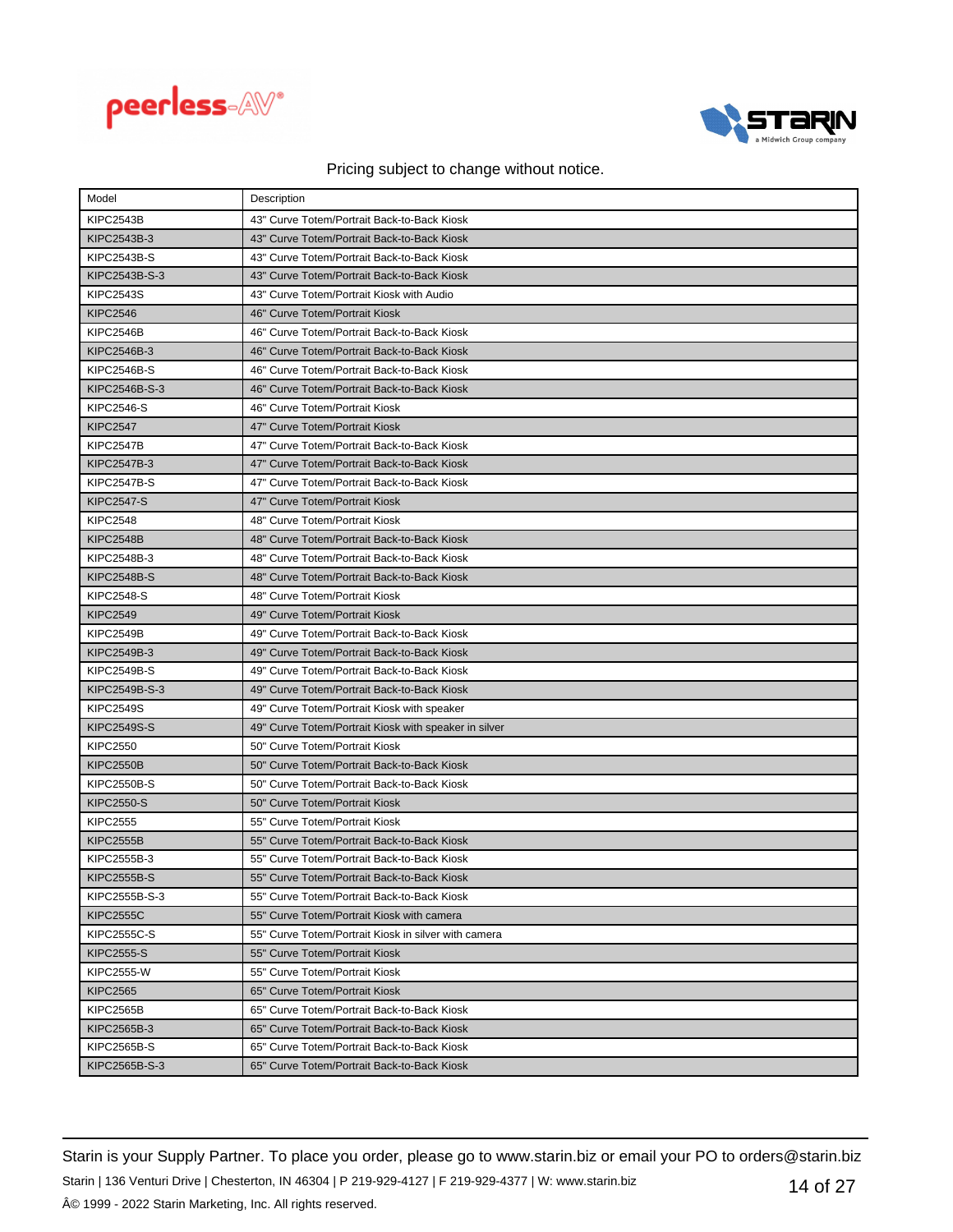Pricing subject to change without notice.

| Model | Description |
|---|---|
| KIPC2543B | 43" Curve Totem/Portrait Back-to-Back Kiosk |
| KIPC2543B-3 | 43" Curve Totem/Portrait Back-to-Back Kiosk |
| KIPC2543B-S | 43" Curve Totem/Portrait Back-to-Back Kiosk |
| KIPC2543B-S-3 | 43" Curve Totem/Portrait Back-to-Back Kiosk |
| KIPC2543S | 43" Curve Totem/Portrait Kiosk with Audio |
| KIPC2546 | 46" Curve Totem/Portrait Kiosk |
| KIPC2546B | 46" Curve Totem/Portrait Back-to-Back Kiosk |
| KIPC2546B-3 | 46" Curve Totem/Portrait Back-to-Back Kiosk |
| KIPC2546B-S | 46" Curve Totem/Portrait Back-to-Back Kiosk |
| KIPC2546B-S-3 | 46" Curve Totem/Portrait Back-to-Back Kiosk |
| KIPC2546-S | 46" Curve Totem/Portrait Kiosk |
| KIPC2547 | 47" Curve Totem/Portrait Kiosk |
| KIPC2547B | 47" Curve Totem/Portrait Back-to-Back Kiosk |
| KIPC2547B-3 | 47" Curve Totem/Portrait Back-to-Back Kiosk |
| KIPC2547B-S | 47" Curve Totem/Portrait Back-to-Back Kiosk |
| KIPC2547-S | 47" Curve Totem/Portrait Kiosk |
| KIPC2548 | 48" Curve Totem/Portrait Kiosk |
| KIPC2548B | 48" Curve Totem/Portrait Back-to-Back Kiosk |
| KIPC2548B-3 | 48" Curve Totem/Portrait Back-to-Back Kiosk |
| KIPC2548B-S | 48" Curve Totem/Portrait Back-to-Back Kiosk |
| KIPC2548-S | 48" Curve Totem/Portrait Kiosk |
| KIPC2549 | 49" Curve Totem/Portrait Kiosk |
| KIPC2549B | 49" Curve Totem/Portrait Back-to-Back Kiosk |
| KIPC2549B-3 | 49" Curve Totem/Portrait Back-to-Back Kiosk |
| KIPC2549B-S | 49" Curve Totem/Portrait Back-to-Back Kiosk |
| KIPC2549B-S-3 | 49" Curve Totem/Portrait Back-to-Back Kiosk |
| KIPC2549S | 49" Curve Totem/Portrait Kiosk with speaker |
| KIPC2549S-S | 49" Curve Totem/Portrait Kiosk with speaker in silver |
| KIPC2550 | 50" Curve Totem/Portrait Kiosk |
| KIPC2550B | 50" Curve Totem/Portrait Back-to-Back Kiosk |
| KIPC2550B-S | 50" Curve Totem/Portrait Back-to-Back Kiosk |
| KIPC2550-S | 50" Curve Totem/Portrait Kiosk |
| KIPC2555 | 55" Curve Totem/Portrait Kiosk |
| KIPC2555B | 55" Curve Totem/Portrait Back-to-Back Kiosk |
| KIPC2555B-3 | 55" Curve Totem/Portrait Back-to-Back Kiosk |
| KIPC2555B-S | 55" Curve Totem/Portrait Back-to-Back Kiosk |
| KIPC2555B-S-3 | 55" Curve Totem/Portrait Back-to-Back Kiosk |
| KIPC2555C | 55" Curve Totem/Portrait Kiosk with camera |
| KIPC2555C-S | 55" Curve Totem/Portrait Kiosk in silver with camera |
| KIPC2555-S | 55" Curve Totem/Portrait Kiosk |
| KIPC2555-W | 55" Curve Totem/Portrait Kiosk |
| KIPC2565 | 65" Curve Totem/Portrait Kiosk |
| KIPC2565B | 65" Curve Totem/Portrait Back-to-Back Kiosk |
| KIPC2565B-3 | 65" Curve Totem/Portrait Back-to-Back Kiosk |
| KIPC2565B-S | 65" Curve Totem/Portrait Back-to-Back Kiosk |
| KIPC2565B-S-3 | 65" Curve Totem/Portrait Back-to-Back Kiosk |

Starin is your Supply Partner. To place you order, please go to www.starin.biz or email your PO to orders@starin.biz

Starin | 136 Venturi Drive | Chesterton, IN 46304 | P 219-929-4127 | F 219-929-4377 | W: www.starin.biz

Â© 1999 - 2022 Starin Marketing, Inc. All rights reserved.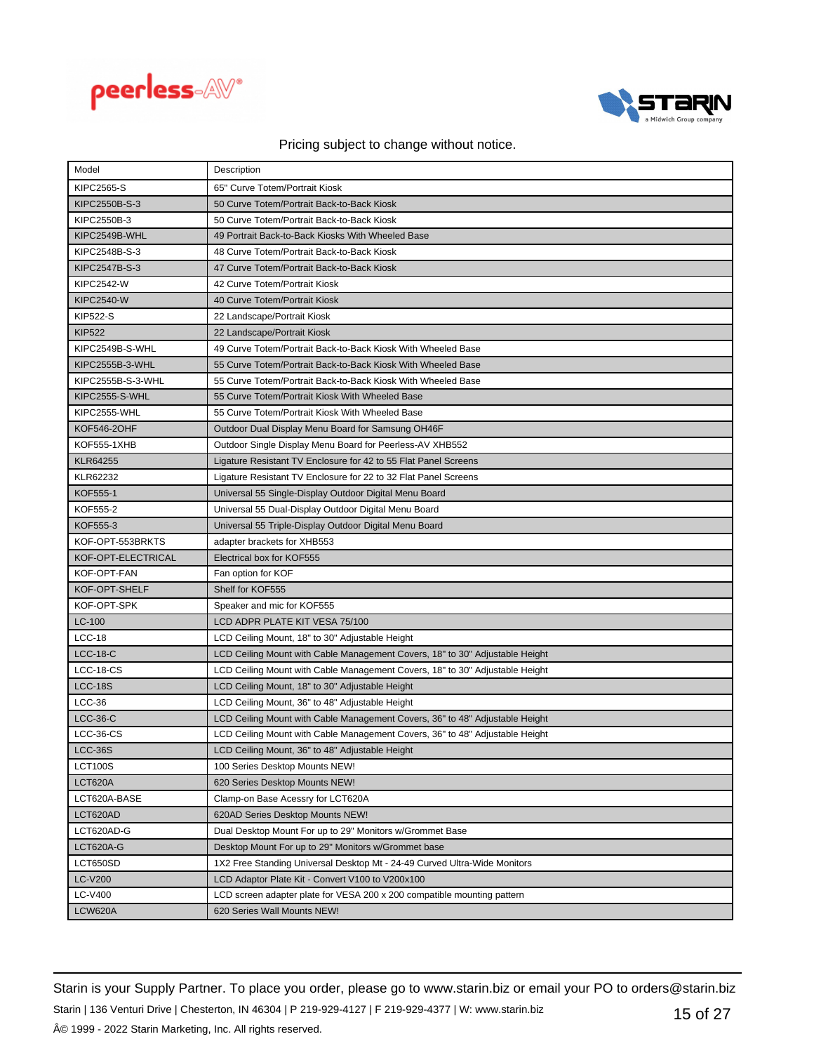Pricing subject to change without notice.

| Model | Description |
|---|---|
| KIPC2565-S | 65" Curve Totem/Portrait Kiosk |
| KIPC2550B-S-3 | 50 Curve Totem/Portrait Back-to-Back Kiosk |
| KIPC2550B-3 | 50 Curve Totem/Portrait Back-to-Back Kiosk |
| KIPC2549B-WHL | 49 Portrait Back-to-Back Kiosks With Wheeled Base |
| KIPC2548B-S-3 | 48 Curve Totem/Portrait Back-to-Back Kiosk |
| KIPC2547B-S-3 | 47 Curve Totem/Portrait Back-to-Back Kiosk |
| KIPC2542-W | 42 Curve Totem/Portrait Kiosk |
| KIPC2540-W | 40 Curve Totem/Portrait Kiosk |
| KIP522-S | 22 Landscape/Portrait Kiosk |
| KIP522 | 22 Landscape/Portrait Kiosk |
| KIPC2549B-S-WHL | 49 Curve Totem/Portrait Back-to-Back Kiosk With Wheeled Base |
| KIPC2555B-3-WHL | 55 Curve Totem/Portrait Back-to-Back Kiosk With Wheeled Base |
| KIPC2555B-S-3-WHL | 55 Curve Totem/Portrait Back-to-Back Kiosk With Wheeled Base |
| KIPC2555-S-WHL | 55 Curve Totem/Portrait Kiosk With Wheeled Base |
| KIPC2555-WHL | 55 Curve Totem/Portrait Kiosk With Wheeled Base |
| KOF546-2OHF | Outdoor Dual Display Menu Board for Samsung OH46F |
| KOF555-1XHB | Outdoor Single Display Menu Board for Peerless-AV XHB552 |
| KLR64255 | Ligature Resistant TV Enclosure for 42 to 55 Flat Panel Screens |
| KLR62232 | Ligature Resistant TV Enclosure for 22 to 32 Flat Panel Screens |
| KOF555-1 | Universal 55 Single-Display Outdoor Digital Menu Board |
| KOF555-2 | Universal 55 Dual-Display Outdoor Digital Menu Board |
| KOF555-3 | Universal 55 Triple-Display Outdoor Digital Menu Board |
| KOF-OPT-553BRKTS | adapter brackets for XHB553 |
| KOF-OPT-ELECTRICAL | Electrical box for KOF555 |
| KOF-OPT-FAN | Fan option for KOF |
| KOF-OPT-SHELF | Shelf for KOF555 |
| KOF-OPT-SPK | Speaker and mic for KOF555 |
| LC-100 | LCD ADPR PLATE KIT VESA 75/100 |
| LCC-18 | LCD Ceiling Mount, 18" to 30" Adjustable Height |
| LCC-18-C | LCD Ceiling Mount with Cable Management Covers, 18" to 30" Adjustable Height |
| LCC-18-CS | LCD Ceiling Mount with Cable Management Covers, 18" to 30" Adjustable Height |
| LCC-18S | LCD Ceiling Mount, 18" to 30" Adjustable Height |
| LCC-36 | LCD Ceiling Mount, 36" to 48" Adjustable Height |
| LCC-36-C | LCD Ceiling Mount with Cable Management Covers, 36" to 48" Adjustable Height |
| LCC-36-CS | LCD Ceiling Mount with Cable Management Covers, 36" to 48" Adjustable Height |
| LCC-36S | LCD Ceiling Mount, 36" to 48" Adjustable Height |
| LCT100S | 100 Series Desktop Mounts NEW! |
| LCT620A | 620 Series Desktop Mounts NEW! |
| LCT620A-BASE | Clamp-on Base Acessry for LCT620A |
| LCT620AD | 620AD Series Desktop Mounts NEW! |
| LCT620AD-G | Dual Desktop Mount For up to 29" Monitors w/Grommet Base |
| LCT620A-G | Desktop Mount For up to 29" Monitors w/Grommet base |
| LCT650SD | 1X2 Free Standing Universal Desktop Mt - 24-49 Curved Ultra-Wide Monitors |
| LC-V200 | LCD Adaptor Plate Kit - Convert V100 to V200x100 |
| LC-V400 | LCD screen adapter plate for VESA 200 x 200 compatible mounting pattern |
| LCW620A | 620 Series Wall Mounts NEW! |

Starin is your Supply Partner. To place you order, please go to www.starin.biz or email your PO to orders@starin.biz

Starin | 136 Venturi Drive | Chesterton, IN 46304 | P 219-929-4127 | F 219-929-4377 | W: www.starin.biz

Â© 1999 - 2022 Starin Marketing, Inc. All rights reserved.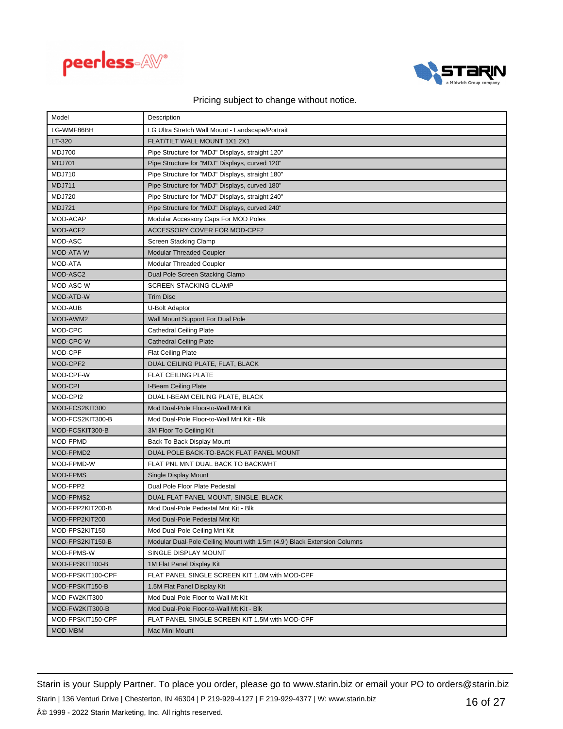Pricing subject to change without notice.

| Model | Description |
|---|---|
| LG-WMF86BH | LG Ultra Stretch Wall Mount - Landscape/Portrait |
| LT-320 | FLAT/TILT WALL MOUNT 1X1 2X1 |
| MDJ700 | Pipe Structure for "MDJ" Displays, straight 120" |
| MDJ701 | Pipe Structure for "MDJ" Displays, curved 120" |
| MDJ710 | Pipe Structure for "MDJ" Displays, straight 180" |
| MDJ711 | Pipe Structure for "MDJ" Displays, curved 180" |
| MDJ720 | Pipe Structure for "MDJ" Displays, straight 240" |
| MDJ721 | Pipe Structure for "MDJ" Displays, curved 240" |
| MOD-ACAP | Modular Accessory Caps For MOD Poles |
| MOD-ACF2 | ACCESSORY COVER FOR MOD-CPF2 |
| MOD-ASC | Screen Stacking Clamp |
| MOD-ATA-W | Modular Threaded Coupler |
| MOD-ATA | Modular Threaded Coupler |
| MOD-ASC2 | Dual Pole Screen Stacking Clamp |
| MOD-ASC-W | SCREEN STACKING CLAMP |
| MOD-ATD-W | Trim Disc |
| MOD-AUB | U-Bolt Adaptor |
| MOD-AWM2 | Wall Mount Support For Dual Pole |
| MOD-CPC | Cathedral Ceiling Plate |
| MOD-CPC-W | Cathedral Ceiling Plate |
| MOD-CPF | Flat Ceiling Plate |
| MOD-CPF2 | DUAL CEILING PLATE, FLAT, BLACK |
| MOD-CPF-W | FLAT CEILING PLATE |
| MOD-CPI | I-Beam Ceiling Plate |
| MOD-CPI2 | DUAL I-BEAM CEILING PLATE, BLACK |
| MOD-FCS2KIT300 | Mod Dual-Pole Floor-to-Wall Mnt Kit |
| MOD-FCS2KIT300-B | Mod Dual-Pole Floor-to-Wall Mnt Kit - Blk |
| MOD-FCSKIT300-B | 3M Floor To Ceiling Kit |
| MOD-FPMD | Back To Back Display Mount |
| MOD-FPMD2 | DUAL POLE BACK-TO-BACK FLAT PANEL MOUNT |
| MOD-FPMD-W | FLAT PNL MNT DUAL BACK TO BACKWHT |
| MOD-FPMS | Single Display Mount |
| MOD-FPP2 | Dual Pole Floor Plate Pedestal |
| MOD-FPMS2 | DUAL FLAT PANEL MOUNT, SINGLE, BLACK |
| MOD-FPP2KIT200-B | Mod Dual-Pole Pedestal Mnt Kit - Blk |
| MOD-FPP2KIT200 | Mod Dual-Pole Pedestal Mnt Kit |
| MOD-FPS2KIT150 | Mod Dual-Pole Ceiling Mnt Kit |
| MOD-FPS2KIT150-B | Modular Dual-Pole Ceiling Mount with 1.5m (4.9') Black Extension Columns |
| MOD-FPMS-W | SINGLE DISPLAY MOUNT |
| MOD-FPSKIT100-B | 1M Flat Panel Display Kit |
| MOD-FPSKIT100-CPF | FLAT PANEL SINGLE SCREEN KIT 1.0M with MOD-CPF |
| MOD-FPSKIT150-B | 1.5M Flat Panel Display Kit |
| MOD-FW2KIT300 | Mod Dual-Pole Floor-to-Wall Mt Kit |
| MOD-FW2KIT300-B | Mod Dual-Pole Floor-to-Wall Mt Kit - Blk |
| MOD-FPSKIT150-CPF | FLAT PANEL SINGLE SCREEN KIT 1.5M with MOD-CPF |
| MOD-MBM | Mac Mini Mount |

Starin is your Supply Partner. To place you order, please go to www.starin.biz or email your PO to orders@starin.biz

Starin | 136 Venturi Drive | Chesterton, IN 46304 | P 219-929-4127 | F 219-929-4377 | W: www.starin.biz

Â© 1999 - 2022 Starin Marketing, Inc. All rights reserved.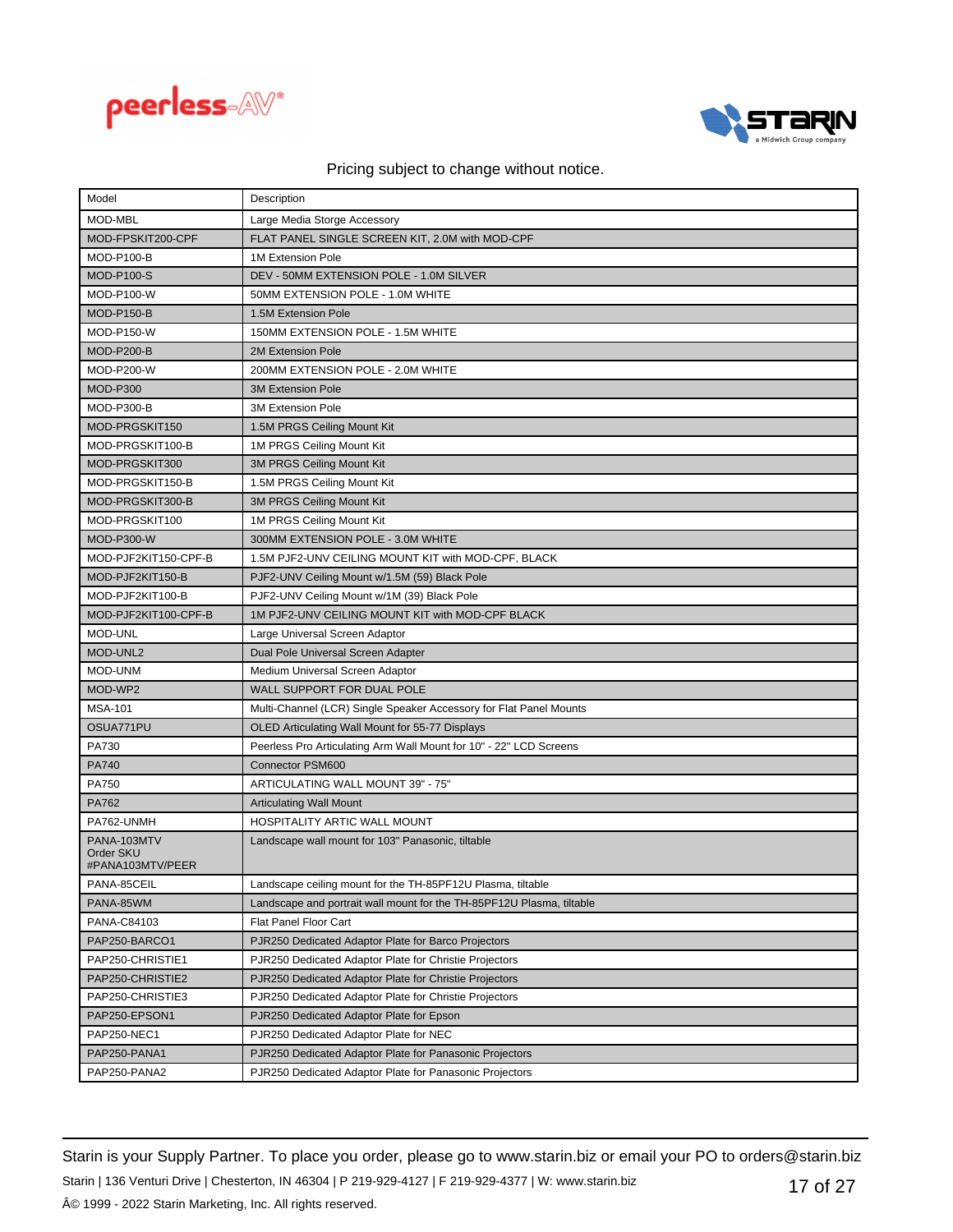Pricing subject to change without notice.

| Model | Description |
| --- | --- |
| MOD-MBL | Large Media Storge Accessory |
| MOD-FPSKIT200-CPF | FLAT PANEL SINGLE SCREEN KIT, 2.0M with MOD-CPF |
| MOD-P100-B | 1M Extension Pole |
| MOD-P100-S | DEV - 50MM EXTENSION POLE - 1.0M SILVER |
| MOD-P100-W | 50MM EXTENSION POLE - 1.0M WHITE |
| MOD-P150-B | 1.5M Extension Pole |
| MOD-P150-W | 150MM EXTENSION POLE - 1.5M WHITE |
| MOD-P200-B | 2M Extension Pole |
| MOD-P200-W | 200MM EXTENSION POLE - 2.0M WHITE |
| MOD-P300 | 3M Extension Pole |
| MOD-P300-B | 3M Extension Pole |
| MOD-PRGSKIT150 | 1.5M PRGS Ceiling Mount Kit |
| MOD-PRGSKIT100-B | 1M PRGS Ceiling Mount Kit |
| MOD-PRGSKIT300 | 3M PRGS Ceiling Mount Kit |
| MOD-PRGSKIT150-B | 1.5M PRGS Ceiling Mount Kit |
| MOD-PRGSKIT300-B | 3M PRGS Ceiling Mount Kit |
| MOD-PRGSKIT100 | 1M PRGS Ceiling Mount Kit |
| MOD-P300-W | 300MM EXTENSION POLE - 3.0M WHITE |
| MOD-PJF2KIT150-CPF-B | 1.5M PJF2-UNV CEILING MOUNT KIT with MOD-CPF, BLACK |
| MOD-PJF2KIT150-B | PJF2-UNV Ceiling Mount w/1.5M (59) Black Pole |
| MOD-PJF2KIT100-B | PJF2-UNV Ceiling Mount w/1M (39) Black Pole |
| MOD-PJF2KIT100-CPF-B | 1M PJF2-UNV CEILING MOUNT KIT with MOD-CPF BLACK |
| MOD-UNL | Large Universal Screen Adaptor |
| MOD-UNL2 | Dual Pole Universal Screen Adapter |
| MOD-UNM | Medium Universal Screen Adaptor |
| MOD-WP2 | WALL SUPPORT FOR DUAL POLE |
| MSA-101 | Multi-Channel (LCR) Single Speaker Accessory for Flat Panel Mounts |
| OSUA771PU | OLED Articulating Wall Mount for 55-77 Displays |
| PA730 | Peerless Pro Articulating Arm Wall Mount for 10" - 22" LCD Screens |
| PA740 | Connector PSM600 |
| PA750 | ARTICULATING WALL MOUNT 39" - 75" |
| PA762 | Articulating Wall Mount |
| PA762-UNMH | HOSPITALITY ARTIC WALL MOUNT |
| PANA-103MTV Order SKU #PANA103MTV/PEER | Landscape wall mount for 103" Panasonic, tiltable |
| PANA-85CEIL | Landscape ceiling mount for the TH-85PF12U Plasma, tiltable |
| PANA-85WM | Landscape and portrait wall mount for the TH-85PF12U Plasma, tiltable |
| PANA-C84103 | Flat Panel Floor Cart |
| PAP250-BARCO1 | PJR250 Dedicated Adaptor Plate for Barco Projectors |
| PAP250-CHRISTIE1 | PJR250 Dedicated Adaptor Plate for Christie Projectors |
| PAP250-CHRISTIE2 | PJR250 Dedicated Adaptor Plate for Christie Projectors |
| PAP250-CHRISTIE3 | PJR250 Dedicated Adaptor Plate for Christie Projectors |
| PAP250-EPSON1 | PJR250 Dedicated Adaptor Plate for Epson |
| PAP250-NEC1 | PJR250 Dedicated Adaptor Plate for NEC |
| PAP250-PANA1 | PJR250 Dedicated Adaptor Plate for Panasonic Projectors |
| PAP250-PANA2 | PJR250 Dedicated Adaptor Plate for Panasonic Projectors |

Starin is your Supply Partner. To place you order, please go to www.starin.biz or email your PO to orders@starin.biz

Starin | 136 Venturi Drive | Chesterton, IN 46304 | P 219-929-4127 | F 219-929-4377 | W: www.starin.biz

Â© 1999 - 2022 Starin Marketing, Inc. All rights reserved.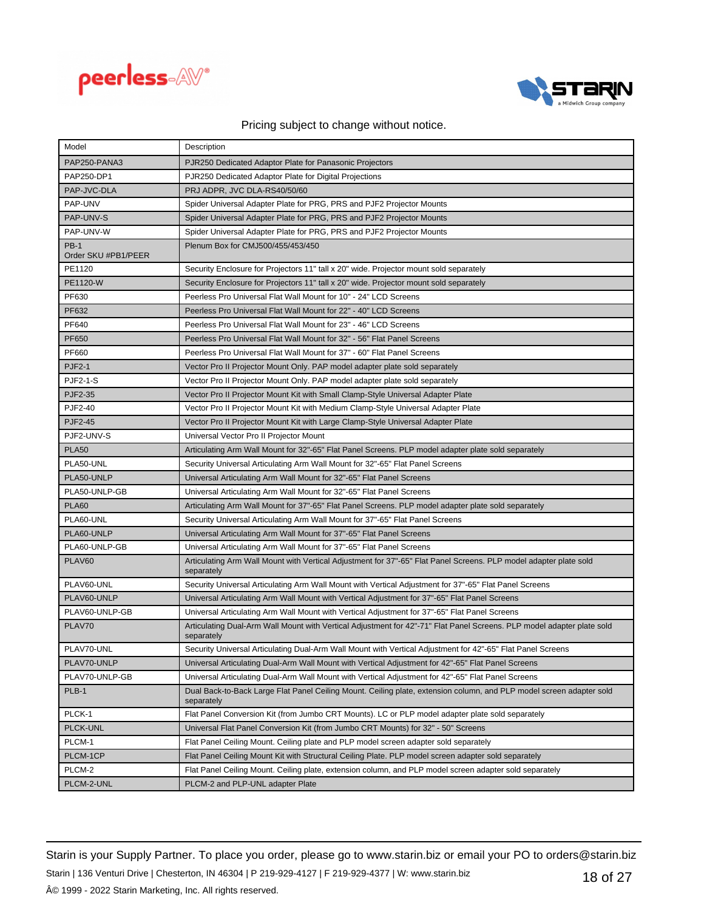Pricing subject to change without notice.

| Model | Description |
| --- | --- |
| PAP250-PANA3 | PJR250 Dedicated Adaptor Plate for Panasonic Projectors |
| PAP250-DP1 | PJR250 Dedicated Adaptor Plate for Digital Projections |
| PAP-JVC-DLA | PRJ ADPR, JVC DLA-RS40/50/60 |
| PAP-UNV | Spider Universal Adapter Plate for PRG, PRS and PJF2 Projector Mounts |
| PAP-UNV-S | Spider Universal Adapter Plate for PRG, PRS and PJF2 Projector Mounts |
| PAP-UNV-W | Spider Universal Adapter Plate for PRG, PRS and PJF2 Projector Mounts |
| PB-1 Order SKU #PB1/PEER | Plenum Box for CMJ500/455/453/450 |
| PE1120 | Security Enclosure for Projectors 11" tall x 20" wide. Projector mount sold separately |
| PE1120-W | Security Enclosure for Projectors 11" tall x 20" wide. Projector mount sold separately |
| PF630 | Peerless Pro Universal Flat Wall Mount for 10" - 24" LCD Screens |
| PF632 | Peerless Pro Universal Flat Wall Mount for 22" - 40" LCD Screens |
| PF640 | Peerless Pro Universal Flat Wall Mount for 23" - 46" LCD Screens |
| PF650 | Peerless Pro Universal Flat Wall Mount for 32" - 56" Flat Panel Screens |
| PF660 | Peerless Pro Universal Flat Wall Mount for 37" - 60" Flat Panel Screens |
| PJF2-1 | Vector Pro II Projector Mount Only. PAP model adapter plate sold separately |
| PJF2-1-S | Vector Pro II Projector Mount Only. PAP model adapter plate sold separately |
| PJF2-35 | Vector Pro II Projector Mount Kit with Small Clamp-Style Universal Adapter Plate |
| PJF2-40 | Vector Pro II Projector Mount Kit with Medium Clamp-Style Universal Adapter Plate |
| PJF2-45 | Vector Pro II Projector Mount Kit with Large Clamp-Style Universal Adapter Plate |
| PJF2-UNV-S | Universal Vector Pro II Projector Mount |
| PLA50 | Articulating Arm Wall Mount for 32"-65" Flat Panel Screens. PLP model adapter plate sold separately |
| PLA50-UNL | Security Universal Articulating Arm Wall Mount for 32"-65" Flat Panel Screens |
| PLA50-UNLP | Universal Articulating Arm Wall Mount for 32"-65" Flat Panel Screens |
| PLA50-UNLP-GB | Universal Articulating Arm Wall Mount for 32"-65" Flat Panel Screens |
| PLA60 | Articulating Arm Wall Mount for 37"-65" Flat Panel Screens. PLP model adapter plate sold separately |
| PLA60-UNL | Security Universal Articulating Arm Wall Mount for 37"-65" Flat Panel Screens |
| PLA60-UNLP | Universal Articulating Arm Wall Mount for 37"-65" Flat Panel Screens |
| PLA60-UNLP-GB | Universal Articulating Arm Wall Mount for 37"-65" Flat Panel Screens |
| PLAV60 | Articulating Arm Wall Mount with Vertical Adjustment for 37"-65" Flat Panel Screens. PLP model adapter plate sold separately |
| PLAV60-UNL | Security Universal Articulating Arm Wall Mount with Vertical Adjustment for 37"-65" Flat Panel Screens |
| PLAV60-UNLP | Universal Articulating Arm Wall Mount with Vertical Adjustment for 37"-65" Flat Panel Screens |
| PLAV60-UNLP-GB | Universal Articulating Arm Wall Mount with Vertical Adjustment for 37"-65" Flat Panel Screens |
| PLAV70 | Articulating Dual-Arm Wall Mount with Vertical Adjustment for 42"-71" Flat Panel Screens. PLP model adapter plate sold separately |
| PLAV70-UNL | Security Universal Articulating Dual-Arm Wall Mount with Vertical Adjustment for 42"-65" Flat Panel Screens |
| PLAV70-UNLP | Universal Articulating Dual-Arm Wall Mount with Vertical Adjustment for 42"-65" Flat Panel Screens |
| PLAV70-UNLP-GB | Universal Articulating Dual-Arm Wall Mount with Vertical Adjustment for 42"-65" Flat Panel Screens |
| PLB-1 | Dual Back-to-Back Large Flat Panel Ceiling Mount. Ceiling plate, extension column, and PLP model screen adapter sold separately |
| PLCK-1 | Flat Panel Conversion Kit (from Jumbo CRT Mounts). LC or PLP model adapter plate sold separately |
| PLCK-UNL | Universal Flat Panel Conversion Kit (from Jumbo CRT Mounts) for 32" - 50" Screens |
| PLCM-1 | Flat Panel Ceiling Mount. Ceiling plate and PLP model screen adapter sold separately |
| PLCM-1CP | Flat Panel Ceiling Mount Kit with Structural Ceiling Plate. PLP model screen adapter sold separately |
| PLCM-2 | Flat Panel Ceiling Mount. Ceiling plate, extension column, and PLP model screen adapter sold separately |
| PLCM-2-UNL | PLCM-2 and PLP-UNL adapter Plate |

Starin is your Supply Partner. To place you order, please go to www.starin.biz or email your PO to orders@starin.biz

Starin | 136 Venturi Drive | Chesterton, IN 46304 | P 219-929-4127 | F 219-929-4377 | W: www.starin.biz

Â© 1999 - 2022 Starin Marketing, Inc. All rights reserved.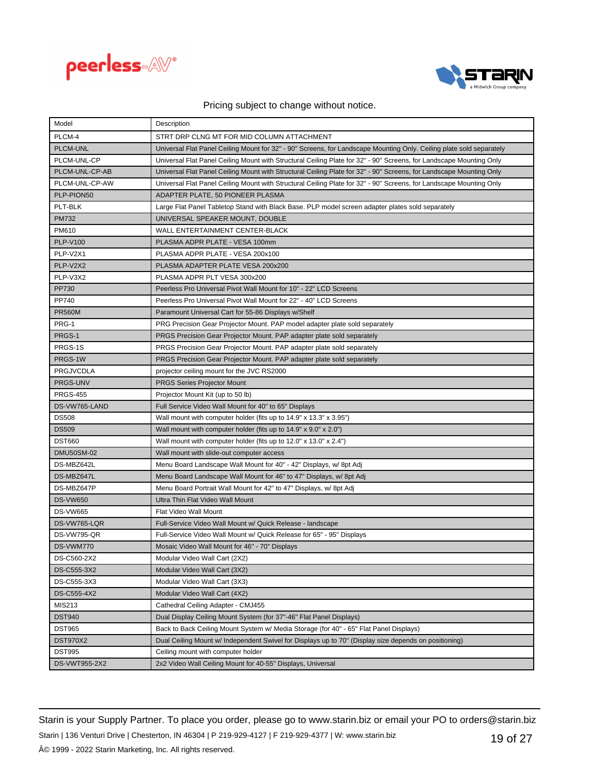Pricing subject to change without notice.

| Model | Description |
|---|---|
| PLCM-4 | STRT DRP CLNG MT FOR MID COLUMN ATTACHMENT |
| PLCM-UNL | Universal Flat Panel Ceiling Mount for 32" - 90" Screens, for Landscape Mounting Only. Ceiling plate sold separately |
| PLCM-UNL-CP | Universal Flat Panel Ceiling Mount with Structural Ceiling Plate for 32" - 90" Screens, for Landscape Mounting Only |
| PLCM-UNL-CP-AB | Universal Flat Panel Ceiling Mount with Structural Ceiling Plate for 32" - 90" Screens, for Landscape Mounting Only |
| PLCM-UNL-CP-AW | Universal Flat Panel Ceiling Mount with Structural Ceiling Plate for 32" - 90" Screens, for Landscape Mounting Only |
| PLP-PION50 | ADAPTER PLATE, 50 PIONEER PLASMA |
| PLT-BLK | Large Flat Panel Tabletop Stand with Black Base. PLP model screen adapter plates sold separately |
| PM732 | UNIVERSAL SPEAKER MOUNT, DOUBLE |
| PM610 | WALL ENTERTAINMENT CENTER-BLACK |
| PLP-V100 | PLASMA ADPR PLATE - VESA 100mm |
| PLP-V2X1 | PLASMA ADPR PLATE - VESA 200x100 |
| PLP-V2X2 | PLASMA ADAPTER PLATE VESA 200x200 |
| PLP-V3X2 | PLASMA ADPR PLT VESA 300x200 |
| PP730 | Peerless Pro Universal Pivot Wall Mount for 10" - 22" LCD Screens |
| PP740 | Peerless Pro Universal Pivot Wall Mount for 22" - 40" LCD Screens |
| PR560M | Paramount Universal Cart for 55-86 Displays w/Shelf |
| PRG-1 | PRG Precision Gear Projector Mount. PAP model adapter plate sold separately |
| PRGS-1 | PRGS Precision Gear Projector Mount. PAP adapter plate sold separately |
| PRGS-1S | PRGS Precision Gear Projector Mount. PAP adapter plate sold separately |
| PRGS-1W | PRGS Precision Gear Projector Mount. PAP adapter plate sold separately |
| PRGJVCDLA | projector ceiling mount for the JVC RS2000 |
| PRGS-UNV | PRGS Series Projector Mount |
| PRGS-455 | Projector Mount Kit (up to 50 lb) |
| DS-VW765-LAND | Full Service Video Wall Mount for 40" to 65" Displays |
| DS508 | Wall mount with computer holder (fits up to 14.9" x 13.3" x 3.95") |
| DS509 | Wall mount with computer holder (fits up to 14.9" x 9.0" x 2.0") |
| DST660 | Wall mount with computer holder (fits up to 12.0" x 13.0" x 2.4") |
| DMU50SM-02 | Wall mount with slide-out computer access |
| DS-MBZ642L | Menu Board Landscape Wall Mount for 40" - 42" Displays, w/ 8pt Adj |
| DS-MBZ647L | Menu Board Landscape Wall Mount for 46" to 47" Displays, w/ 8pt Adj |
| DS-MBZ647P | Menu Board Portrait Wall Mount for 42" to 47" Displays, w/ 8pt Adj |
| DS-VW650 | Ultra Thin Flat Video Wall Mount |
| DS-VW665 | Flat Video Wall Mount |
| DS-VW765-LQR | Full-Service Video Wall Mount w/ Quick Release - landscape |
| DS-VW795-QR | Full-Service Video Wall Mount w/ Quick Release for 65" - 95" Displays |
| DS-VWM770 | Mosaic Video Wall Mount for 46" - 70" Displays |
| DS-C560-2X2 | Modular Video Wall Cart (2X2) |
| DS-C555-3X2 | Modular Video Wall Cart (3X2) |
| DS-C555-3X3 | Modular Video Wall Cart (3X3) |
| DS-C555-4X2 | Modular Video Wall Cart (4X2) |
| MIS213 | Cathedral Ceiling Adapter - CMJ455 |
| DST940 | Dual Display Ceiling Mount System (for 37"-46" Flat Panel Displays) |
| DST965 | Back to Back Ceiling Mount System w/ Media Storage (for 40" - 65" Flat Panel Displays) |
| DST970X2 | Dual Ceiling Mount w/ Independent Swivel for Displays up to 70" (Display size depends on positioning) |
| DST995 | Ceiling mount with computer holder |
| DS-VWT955-2X2 | 2x2 Video Wall Ceiling Mount for 40-55" Displays, Universal |

Starin is your Supply Partner. To place you order, please go to www.starin.biz or email your PO to orders@starin.biz

Starin | 136 Venturi Drive | Chesterton, IN 46304 | P 219-929-4127 | F 219-929-4377 | W: www.starin.biz

Â© 1999 - 2022 Starin Marketing, Inc. All rights reserved.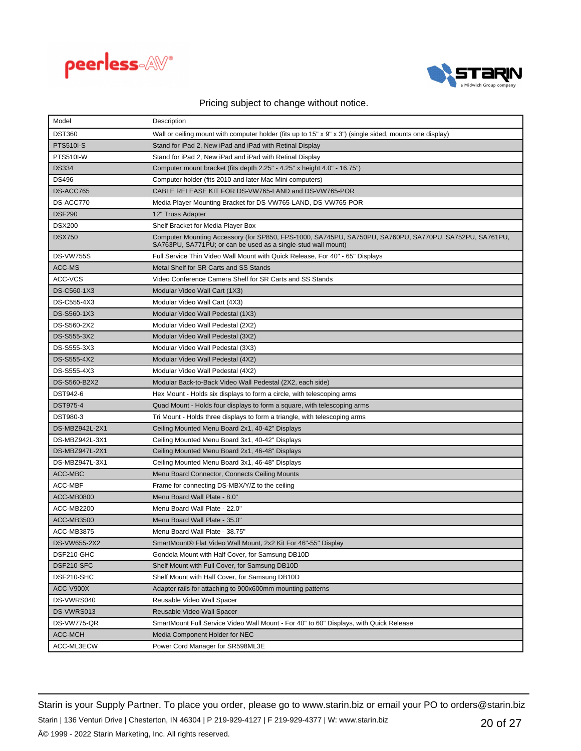Pricing subject to change without notice.

| Model | Description |
| --- | --- |
| DST360 | Wall or ceiling mount with computer holder (fits up to 15" x 9" x 3") (single sided, mounts one display) |
| PTS510I-S | Stand for iPad 2, New iPad and iPad with Retinal Display |
| PTS510I-W | Stand for iPad 2, New iPad and iPad with Retinal Display |
| DS334 | Computer mount bracket (fits depth 2.25" - 4.25" x height 4.0" - 16.75") |
| DS496 | Computer holder (fits 2010 and later Mac Mini computers) |
| DS-ACC765 | CABLE RELEASE KIT FOR DS-VW765-LAND and DS-VW765-POR |
| DS-ACC770 | Media Player Mounting Bracket for DS-VW765-LAND, DS-VW765-POR |
| DSF290 | 12" Truss Adapter |
| DSX200 | Shelf Bracket for Media Player Box |
| DSX750 | Computer Mounting Accessory (for SP850, FPS-1000, SA745PU, SA750PU, SA760PU, SA770PU, SA752PU, SA761PU, SA763PU, SA771PU; or can be used as a single-stud wall mount) |
| DS-VW755S | Full Service Thin Video Wall Mount with Quick Release, For 40" - 65" Displays |
| ACC-MS | Metal Shelf for SR Carts and SS Stands |
| ACC-VCS | Video Conference Camera Shelf for SR Carts and SS Stands |
| DS-C560-1X3 | Modular Video Wall Cart (1X3) |
| DS-C555-4X3 | Modular Video Wall Cart (4X3) |
| DS-S560-1X3 | Modular Video Wall Pedestal (1X3) |
| DS-S560-2X2 | Modular Video Wall Pedestal (2X2) |
| DS-S555-3X2 | Modular Video Wall Pedestal (3X2) |
| DS-S555-3X3 | Modular Video Wall Pedestal (3X3) |
| DS-S555-4X2 | Modular Video Wall Pedestal (4X2) |
| DS-S555-4X3 | Modular Video Wall Pedestal (4X2) |
| DS-S560-B2X2 | Modular Back-to-Back Video Wall Pedestal (2X2, each side) |
| DST942-6 | Hex Mount - Holds six displays to form a circle, with telescoping arms |
| DST975-4 | Quad Mount - Holds four displays to form a square, with telescoping arms |
| DST980-3 | Tri Mount - Holds three displays to form a triangle, with telescoping arms |
| DS-MBZ942L-2X1 | Ceiling Mounted Menu Board 2x1, 40-42" Displays |
| DS-MBZ942L-3X1 | Ceiling Mounted Menu Board 3x1, 40-42" Displays |
| DS-MBZ947L-2X1 | Ceiling Mounted Menu Board 2x1, 46-48" Displays |
| DS-MBZ947L-3X1 | Ceiling Mounted Menu Board 3x1, 46-48" Displays |
| ACC-MBC | Menu Board Connector, Connects Ceiling Mounts |
| ACC-MBF | Frame for connecting DS-MBX/Y/Z to the ceiling |
| ACC-MB0800 | Menu Board Wall Plate - 8.0" |
| ACC-MB2200 | Menu Board Wall Plate - 22.0" |
| ACC-MB3500 | Menu Board Wall Plate - 35.0" |
| ACC-MB3875 | Menu Board Wall Plate - 38.75" |
| DS-VW655-2X2 | SmartMount® Flat Video Wall Mount, 2x2 Kit For 46"-55" Display |
| DSF210-GHC | Gondola Mount with Half Cover, for Samsung DB10D |
| DSF210-SFC | Shelf Mount with Full Cover, for Samsung DB10D |
| DSF210-SHC | Shelf Mount with Half Cover, for Samsung DB10D |
| ACC-V900X | Adapter rails for attaching to 900x600mm mounting patterns |
| DS-VWRS040 | Reusable Video Wall Spacer |
| DS-VWRS013 | Reusable Video Wall Spacer |
| DS-VW775-QR | SmartMount Full Service Video Wall Mount - For 40" to 60" Displays, with Quick Release |
| ACC-MCH | Media Component Holder for NEC |
| ACC-ML3ECW | Power Cord Manager for SR598ML3E |

Starin is your Supply Partner. To place you order, please go to www.starin.biz or email your PO to orders@starin.biz

Starin | 136 Venturi Drive | Chesterton, IN 46304 | P 219-929-4127 | F 219-929-4377 | W: www.starin.biz

Â© 1999 - 2022 Starin Marketing, Inc. All rights reserved.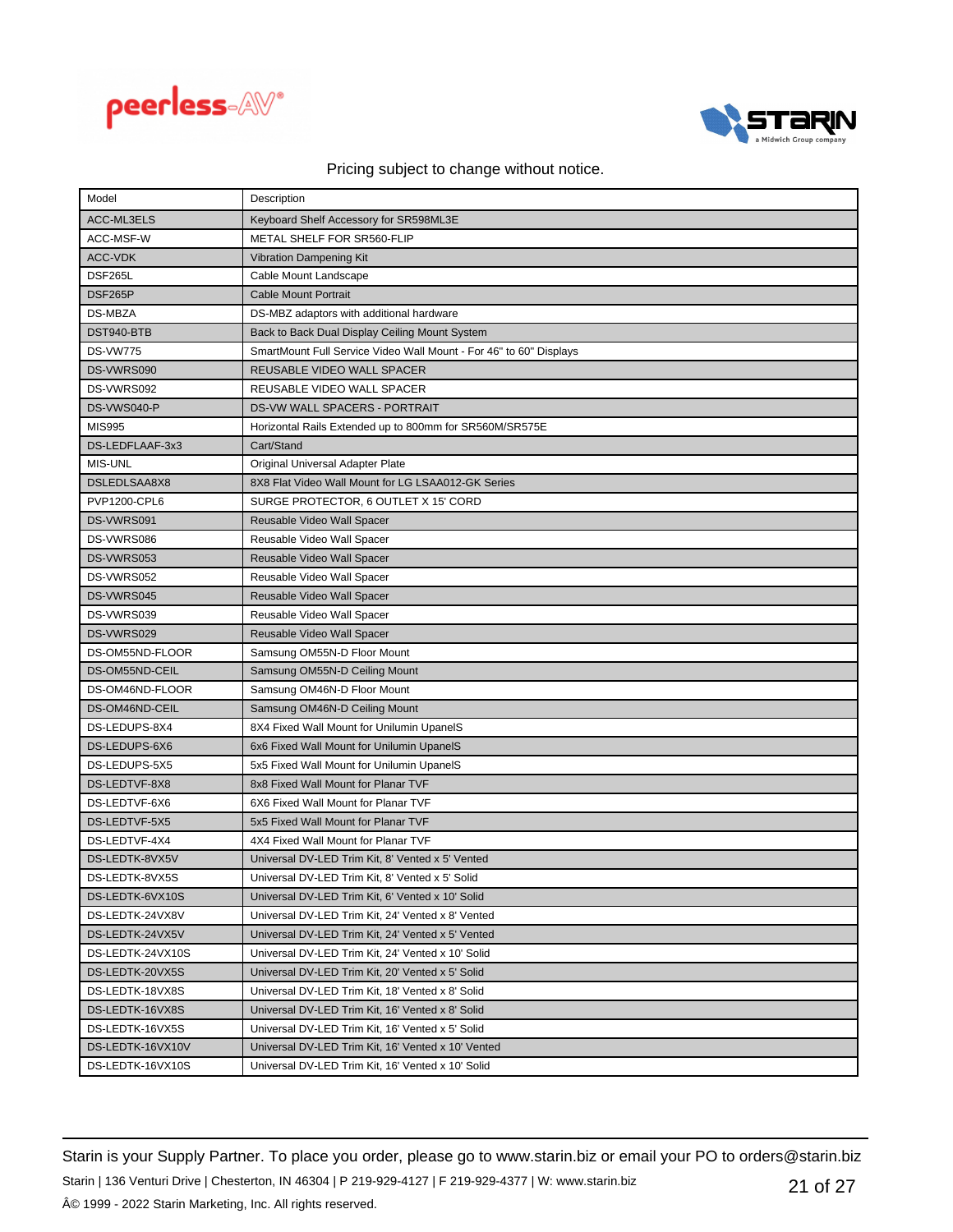Pricing subject to change without notice.

| Model | Description |
| --- | --- |
| ACC-ML3ELS | Keyboard Shelf Accessory for SR598ML3E |
| ACC-MSF-W | METAL SHELF FOR SR560-FLIP |
| ACC-VDK | Vibration Dampening Kit |
| DSF265L | Cable Mount Landscape |
| DSF265P | Cable Mount Portrait |
| DS-MBZA | DS-MBZ adaptors with additional hardware |
| DST940-BTB | Back to Back Dual Display Ceiling Mount System |
| DS-VW775 | SmartMount Full Service Video Wall Mount - For 46" to 60" Displays |
| DS-VWRS090 | REUSABLE VIDEO WALL SPACER |
| DS-VWRS092 | REUSABLE VIDEO WALL SPACER |
| DS-VWS040-P | DS-VW WALL SPACERS - PORTRAIT |
| MIS995 | Horizontal Rails Extended up to 800mm for SR560M/SR575E |
| DS-LEDFLAAF-3x3 | Cart/Stand |
| MIS-UNL | Original Universal Adapter Plate |
| DSLEDLSAA8X8 | 8X8 Flat Video Wall Mount for LG LSAA012-GK Series |
| PVP1200-CPL6 | SURGE PROTECTOR, 6 OUTLET X 15' CORD |
| DS-VWRS091 | Reusable Video Wall Spacer |
| DS-VWRS086 | Reusable Video Wall Spacer |
| DS-VWRS053 | Reusable Video Wall Spacer |
| DS-VWRS052 | Reusable Video Wall Spacer |
| DS-VWRS045 | Reusable Video Wall Spacer |
| DS-VWRS039 | Reusable Video Wall Spacer |
| DS-VWRS029 | Reusable Video Wall Spacer |
| DS-OM55ND-FLOOR | Samsung OM55N-D Floor Mount |
| DS-OM55ND-CEIL | Samsung OM55N-D Ceiling Mount |
| DS-OM46ND-FLOOR | Samsung OM46N-D Floor Mount |
| DS-OM46ND-CEIL | Samsung OM46N-D Ceiling Mount |
| DS-LEDUPS-8X4 | 8X4 Fixed Wall Mount for Unilumin UpanelS |
| DS-LEDUPS-6X6 | 6x6 Fixed Wall Mount for Unilumin UpanelS |
| DS-LEDUPS-5X5 | 5x5 Fixed Wall Mount for Unilumin UpanelS |
| DS-LEDTVF-8X8 | 8x8 Fixed Wall Mount for Planar TVF |
| DS-LEDTVF-6X6 | 6X6 Fixed Wall Mount for Planar TVF |
| DS-LEDTVF-5X5 | 5x5 Fixed Wall Mount for Planar TVF |
| DS-LEDTVF-4X4 | 4X4 Fixed Wall Mount for Planar TVF |
| DS-LEDTK-8VX5V | Universal DV-LED Trim Kit, 8' Vented x 5' Vented |
| DS-LEDTK-8VX5S | Universal DV-LED Trim Kit, 8' Vented x 5' Solid |
| DS-LEDTK-6VX10S | Universal DV-LED Trim Kit, 6' Vented x 10' Solid |
| DS-LEDTK-24VX8V | Universal DV-LED Trim Kit, 24' Vented x 8' Vented |
| DS-LEDTK-24VX5V | Universal DV-LED Trim Kit, 24' Vented x 5' Vented |
| DS-LEDTK-24VX10S | Universal DV-LED Trim Kit, 24' Vented x 10' Solid |
| DS-LEDTK-20VX5S | Universal DV-LED Trim Kit, 20' Vented x 5' Solid |
| DS-LEDTK-18VX8S | Universal DV-LED Trim Kit, 18' Vented x 8' Solid |
| DS-LEDTK-16VX8S | Universal DV-LED Trim Kit, 16' Vented x 8' Solid |
| DS-LEDTK-16VX5S | Universal DV-LED Trim Kit, 16' Vented x 5' Solid |
| DS-LEDTK-16VX10V | Universal DV-LED Trim Kit, 16' Vented x 10' Vented |
| DS-LEDTK-16VX10S | Universal DV-LED Trim Kit, 16' Vented x 10' Solid |

Starin is your Supply Partner. To place you order, please go to www.starin.biz or email your PO to orders@starin.biz

Starin | 136 Venturi Drive | Chesterton, IN 46304 | P 219-929-4127 | F 219-929-4377 | W: www.starin.biz

Â© 1999 - 2022 Starin Marketing, Inc. All rights reserved.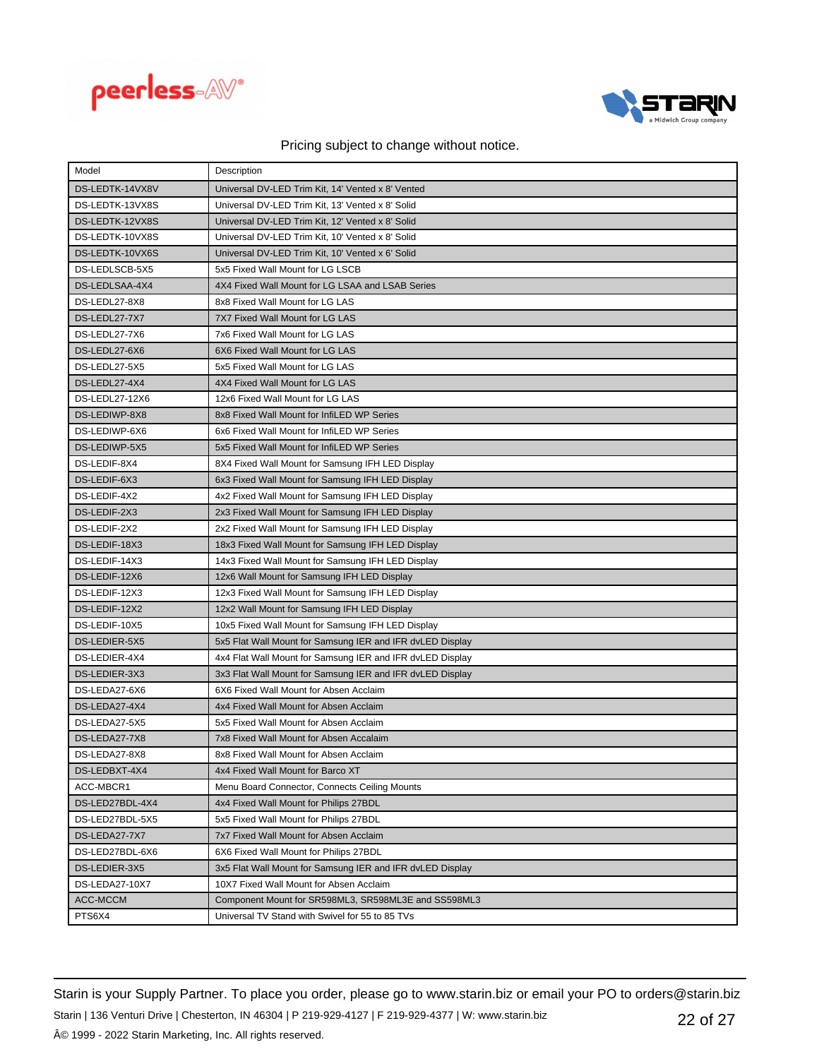Pricing subject to change without notice.

| Model | Description |
|---|---|
| DS-LEDTK-14VX8V | Universal DV-LED Trim Kit, 14' Vented x 8' Vented |
| DS-LEDTK-13VX8S | Universal DV-LED Trim Kit, 13' Vented x 8' Solid |
| DS-LEDTK-12VX8S | Universal DV-LED Trim Kit, 12' Vented x 8' Solid |
| DS-LEDTK-10VX8S | Universal DV-LED Trim Kit, 10' Vented x 8' Solid |
| DS-LEDTK-10VX6S | Universal DV-LED Trim Kit, 10' Vented x 6' Solid |
| DS-LEDLSCB-5X5 | 5x5 Fixed Wall Mount for LG LSCB |
| DS-LEDLSAA-4X4 | 4X4 Fixed Wall Mount for LG LSAA and LSAB Series |
| DS-LEDL27-8X8 | 8x8 Fixed Wall Mount for LG LAS |
| DS-LEDL27-7X7 | 7X7 Fixed Wall Mount for LG LAS |
| DS-LEDL27-7X6 | 7x6 Fixed Wall Mount for LG LAS |
| DS-LEDL27-6X6 | 6X6 Fixed Wall Mount for LG LAS |
| DS-LEDL27-5X5 | 5x5 Fixed Wall Mount for LG LAS |
| DS-LEDL27-4X4 | 4X4 Fixed Wall Mount for LG LAS |
| DS-LEDL27-12X6 | 12x6 Fixed Wall Mount for LG LAS |
| DS-LEDIWP-8X8 | 8x8 Fixed Wall Mount for InfiLED WP Series |
| DS-LEDIWP-6X6 | 6x6 Fixed Wall Mount for InfiLED WP Series |
| DS-LEDIWP-5X5 | 5x5 Fixed Wall Mount for InfiLED WP Series |
| DS-LEDIF-8X4 | 8X4 Fixed Wall Mount for Samsung IFH LED Display |
| DS-LEDIF-6X3 | 6x3 Fixed Wall Mount for Samsung IFH LED Display |
| DS-LEDIF-4X2 | 4x2 Fixed Wall Mount for Samsung IFH LED Display |
| DS-LEDIF-2X3 | 2x3 Fixed Wall Mount for Samsung IFH LED Display |
| DS-LEDIF-2X2 | 2x2 Fixed Wall Mount for Samsung IFH LED Display |
| DS-LEDIF-18X3 | 18x3 Fixed Wall Mount for Samsung IFH LED Display |
| DS-LEDIF-14X3 | 14x3 Fixed Wall Mount for Samsung IFH LED Display |
| DS-LEDIF-12X6 | 12x6 Wall Mount for Samsung IFH LED Display |
| DS-LEDIF-12X3 | 12x3 Fixed Wall Mount for Samsung IFH LED Display |
| DS-LEDIF-12X2 | 12x2 Wall Mount for Samsung IFH LED Display |
| DS-LEDIF-10X5 | 10x5 Fixed Wall Mount for Samsung IFH LED Display |
| DS-LEDIER-5X5 | 5x5 Flat Wall Mount for Samsung IER and IFR dvLED Display |
| DS-LEDIER-4X4 | 4x4 Flat Wall Mount for Samsung IER and IFR dvLED Display |
| DS-LEDIER-3X3 | 3x3 Flat Wall Mount for Samsung IER and IFR dvLED Display |
| DS-LEDA27-6X6 | 6X6 Fixed Wall Mount for Absen Acclaim |
| DS-LEDA27-4X4 | 4x4 Fixed Wall Mount for Absen Acclaim |
| DS-LEDA27-5X5 | 5x5 Fixed Wall Mount for Absen Acclaim |
| DS-LEDA27-7X8 | 7x8 Fixed Wall Mount for Absen Accalaim |
| DS-LEDA27-8X8 | 8x8 Fixed Wall Mount for Absen Acclaim |
| DS-LEDBXT-4X4 | 4x4 Fixed Wall Mount for Barco XT |
| ACC-MBCR1 | Menu Board Connector, Connects Ceiling Mounts |
| DS-LED27BDL-4X4 | 4x4 Fixed Wall Mount for Philips 27BDL |
| DS-LED27BDL-5X5 | 5x5 Fixed Wall Mount for Philips 27BDL |
| DS-LEDA27-7X7 | 7x7 Fixed Wall Mount for Absen Acclaim |
| DS-LED27BDL-6X6 | 6X6 Fixed Wall Mount for Philips 27BDL |
| DS-LEDIER-3X5 | 3x5 Flat Wall Mount for Samsung IER and IFR dvLED Display |
| DS-LEDA27-10X7 | 10X7 Fixed Wall Mount for Absen Acclaim |
| ACC-MCCM | Component Mount for SR598ML3, SR598ML3E and SS598ML3 |
| PTS6X4 | Universal TV Stand with Swivel for 55 to 85 TVs |

Starin is your Supply Partner. To place you order, please go to www.starin.biz or email your PO to orders@starin.biz

Starin | 136 Venturi Drive | Chesterton, IN 46304 | P 219-929-4127 | F 219-929-4377 | W: www.starin.biz

Â© 1999 - 2022 Starin Marketing, Inc. All rights reserved.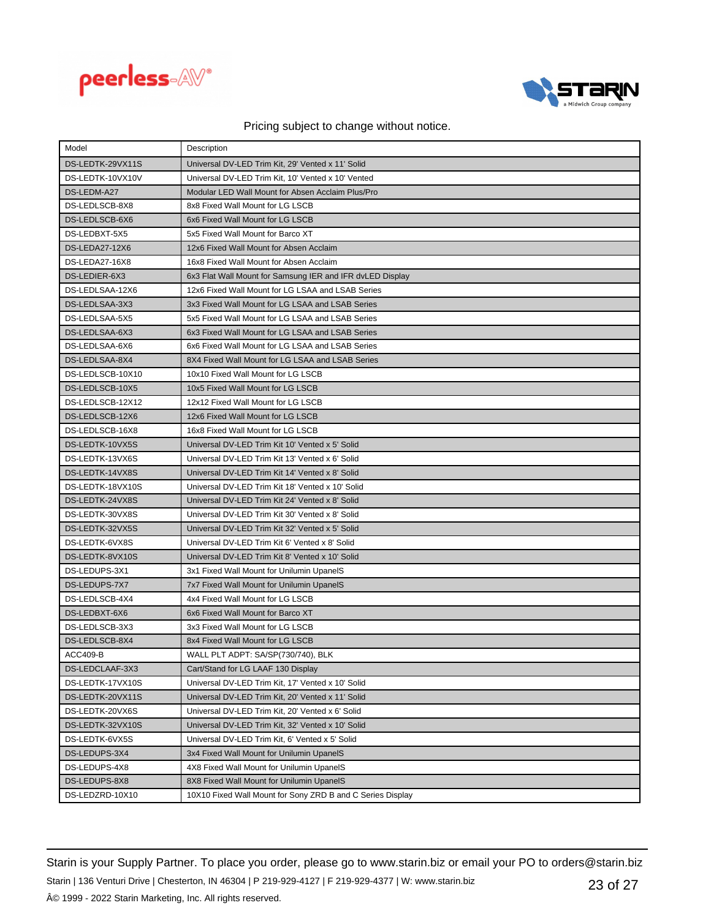Pricing subject to change without notice.

| Model | Description |
|---|---|
| DS-LEDTK-29VX11S | Universal DV-LED Trim Kit, 29' Vented x 11' Solid |
| DS-LEDTK-10VX10V | Universal DV-LED Trim Kit, 10' Vented x 10' Vented |
| DS-LEDM-A27 | Modular LED Wall Mount for Absen Acclaim Plus/Pro |
| DS-LEDLSCB-8X8 | 8x8 Fixed Wall Mount for LG LSCB |
| DS-LEDLSCB-6X6 | 6x6 Fixed Wall Mount for LG LSCB |
| DS-LEDBXT-5X5 | 5x5 Fixed Wall Mount for Barco XT |
| DS-LEDA27-12X6 | 12x6 Fixed Wall Mount for Absen Acclaim |
| DS-LEDA27-16X8 | 16x8 Fixed Wall Mount for Absen Acclaim |
| DS-LEDIER-6X3 | 6x3 Flat Wall Mount for Samsung IER and IFR dvLED Display |
| DS-LEDLSAA-12X6 | 12x6 Fixed Wall Mount for LG LSAA and LSAB Series |
| DS-LEDLSAA-3X3 | 3x3 Fixed Wall Mount for LG LSAA and LSAB Series |
| DS-LEDLSAA-5X5 | 5x5 Fixed Wall Mount for LG LSAA and LSAB Series |
| DS-LEDLSAA-6X3 | 6x3 Fixed Wall Mount for LG LSAA and LSAB Series |
| DS-LEDLSAA-6X6 | 6x6 Fixed Wall Mount for LG LSAA and LSAB Series |
| DS-LEDLSAA-8X4 | 8X4 Fixed Wall Mount for LG LSAA and LSAB Series |
| DS-LEDLSCB-10X10 | 10x10 Fixed Wall Mount for LG LSCB |
| DS-LEDLSCB-10X5 | 10x5 Fixed Wall Mount for LG LSCB |
| DS-LEDLSCB-12X12 | 12x12 Fixed Wall Mount for LG LSCB |
| DS-LEDLSCB-12X6 | 12x6 Fixed Wall Mount for LG LSCB |
| DS-LEDLSCB-16X8 | 16x8 Fixed Wall Mount for LG LSCB |
| DS-LEDTK-10VX5S | Universal DV-LED Trim Kit 10' Vented x 5' Solid |
| DS-LEDTK-13VX6S | Universal DV-LED Trim Kit 13' Vented x 6' Solid |
| DS-LEDTK-14VX8S | Universal DV-LED Trim Kit 14' Vented x 8' Solid |
| DS-LEDTK-18VX10S | Universal DV-LED Trim Kit 18' Vented x 10' Solid |
| DS-LEDTK-24VX8S | Universal DV-LED Trim Kit 24' Vented x 8' Solid |
| DS-LEDTK-30VX8S | Universal DV-LED Trim Kit 30' Vented x 8' Solid |
| DS-LEDTK-32VX5S | Universal DV-LED Trim Kit 32' Vented x 5' Solid |
| DS-LEDTK-6VX8S | Universal DV-LED Trim Kit 6' Vented x 8' Solid |
| DS-LEDTK-8VX10S | Universal DV-LED Trim Kit 8' Vented x 10' Solid |
| DS-LEDUPS-3X1 | 3x1 Fixed Wall Mount for Unilumin UpanelS |
| DS-LEDUPS-7X7 | 7x7 Fixed Wall Mount for Unilumin UpanelS |
| DS-LEDLSCB-4X4 | 4x4 Fixed Wall Mount for LG LSCB |
| DS-LEDBXT-6X6 | 6x6 Fixed Wall Mount for Barco XT |
| DS-LEDLSCB-3X3 | 3x3 Fixed Wall Mount for LG LSCB |
| DS-LEDLSCB-8X4 | 8x4 Fixed Wall Mount for LG LSCB |
| ACC409-B | WALL PLT ADPT: SA/SP(730/740), BLK |
| DS-LEDCLAAF-3X3 | Cart/Stand for LG LAAF 130 Display |
| DS-LEDTK-17VX10S | Universal DV-LED Trim Kit, 17' Vented x 10' Solid |
| DS-LEDTK-20VX11S | Universal DV-LED Trim Kit, 20' Vented x 11' Solid |
| DS-LEDTK-20VX6S | Universal DV-LED Trim Kit, 20' Vented x 6' Solid |
| DS-LEDTK-32VX10S | Universal DV-LED Trim Kit, 32' Vented x 10' Solid |
| DS-LEDTK-6VX5S | Universal DV-LED Trim Kit, 6' Vented x 5' Solid |
| DS-LEDUPS-3X4 | 3x4 Fixed Wall Mount for Unilumin UpanelS |
| DS-LEDUPS-4X8 | 4X8 Fixed Wall Mount for Unilumin UpanelS |
| DS-LEDUPS-8X8 | 8X8 Fixed Wall Mount for Unilumin UpanelS |
| DS-LEDZRD-10X10 | 10X10 Fixed Wall Mount for Sony ZRD B and C Series Display |

Starin is your Supply Partner. To place you order, please go to www.starin.biz or email your PO to orders@starin.biz

Starin | 136 Venturi Drive | Chesterton, IN 46304 | P 219-929-4127 | F 219-929-4377 | W: www.starin.biz

Â© 1999 - 2022 Starin Marketing, Inc. All rights reserved.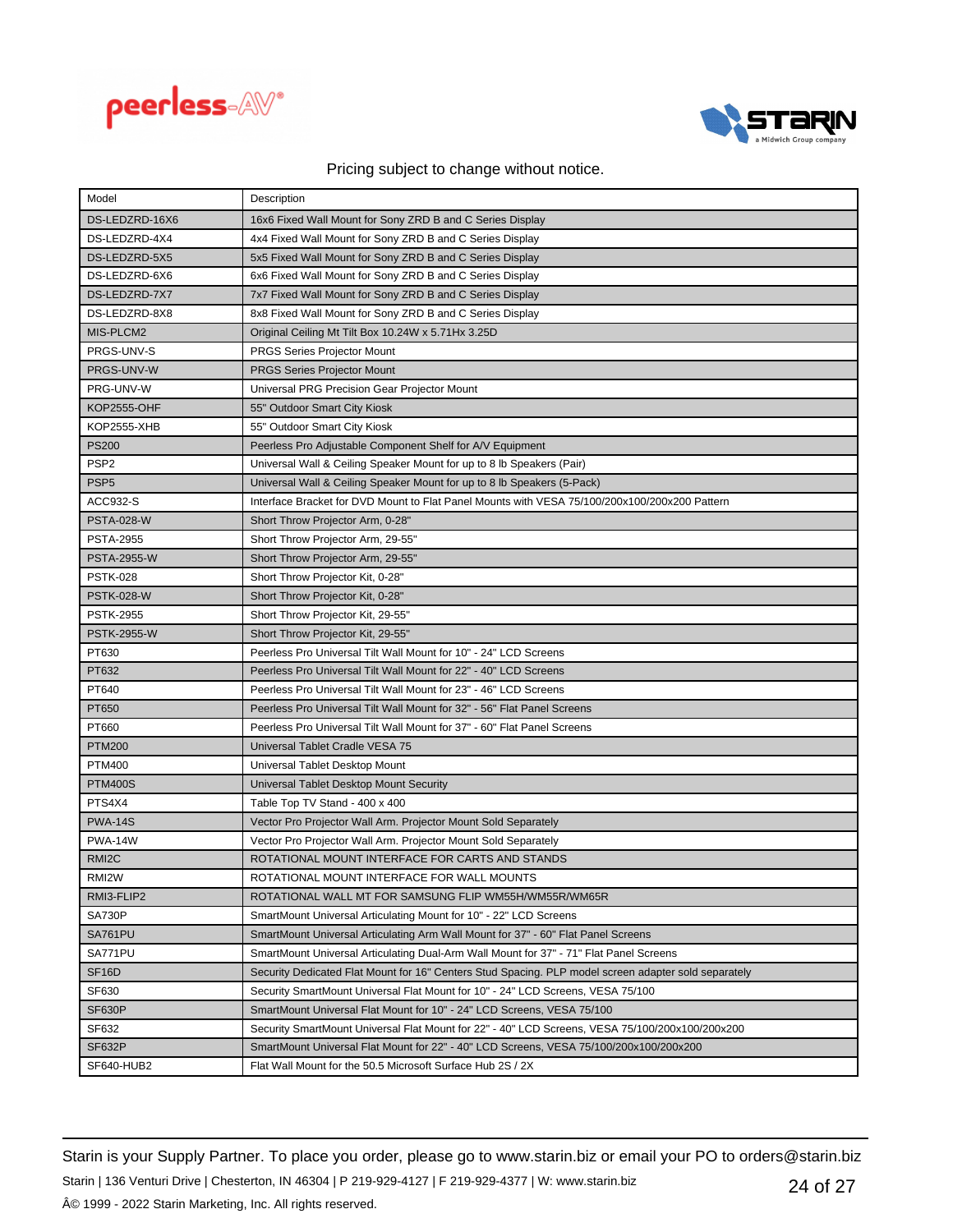Pricing subject to change without notice.

| Model | Description |
|---|---|
| DS-LEDZRD-16X6 | 16x6 Fixed Wall Mount for Sony ZRD B and C Series Display |
| DS-LEDZRD-4X4 | 4x4 Fixed Wall Mount for Sony ZRD B and C Series Display |
| DS-LEDZRD-5X5 | 5x5 Fixed Wall Mount for Sony ZRD B and C Series Display |
| DS-LEDZRD-6X6 | 6x6 Fixed Wall Mount for Sony ZRD B and C Series Display |
| DS-LEDZRD-7X7 | 7x7 Fixed Wall Mount for Sony ZRD B and C Series Display |
| DS-LEDZRD-8X8 | 8x8 Fixed Wall Mount for Sony ZRD B and C Series Display |
| MIS-PLCM2 | Original Ceiling Mt Tilt Box 10.24W x 5.71Hx 3.25D |
| PRGS-UNV-S | PRGS Series Projector Mount |
| PRGS-UNV-W | PRGS Series Projector Mount |
| PRG-UNV-W | Universal PRG Precision Gear Projector Mount |
| KOP2555-OHF | 55" Outdoor Smart City Kiosk |
| KOP2555-XHB | 55" Outdoor Smart City Kiosk |
| PS200 | Peerless Pro Adjustable Component Shelf for A/V Equipment |
| PSP2 | Universal Wall & Ceiling Speaker Mount for up to 8 lb Speakers (Pair) |
| PSP5 | Universal Wall & Ceiling Speaker Mount for up to 8 lb Speakers (5-Pack) |
| ACC932-S | Interface Bracket for DVD Mount to Flat Panel Mounts with VESA 75/100/200x100/200x200 Pattern |
| PSTA-028-W | Short Throw Projector Arm, 0-28" |
| PSTA-2955 | Short Throw Projector Arm, 29-55" |
| PSTA-2955-W | Short Throw Projector Arm, 29-55" |
| PSTK-028 | Short Throw Projector Kit, 0-28" |
| PSTK-028-W | Short Throw Projector Kit, 0-28" |
| PSTK-2955 | Short Throw Projector Kit, 29-55" |
| PSTK-2955-W | Short Throw Projector Kit, 29-55" |
| PT630 | Peerless Pro Universal Tilt Wall Mount for 10" - 24" LCD Screens |
| PT632 | Peerless Pro Universal Tilt Wall Mount for 22" - 40" LCD Screens |
| PT640 | Peerless Pro Universal Tilt Wall Mount for 23" - 46" LCD Screens |
| PT650 | Peerless Pro Universal Tilt Wall Mount for 32" - 56" Flat Panel Screens |
| PT660 | Peerless Pro Universal Tilt Wall Mount for 37" - 60" Flat Panel Screens |
| PTM200 | Universal Tablet Cradle VESA 75 |
| PTM400 | Universal Tablet Desktop Mount |
| PTM400S | Universal Tablet Desktop Mount Security |
| PTS4X4 | Table Top TV Stand - 400 x 400 |
| PWA-14S | Vector Pro Projector Wall Arm. Projector Mount Sold Separately |
| PWA-14W | Vector Pro Projector Wall Arm. Projector Mount Sold Separately |
| RMI2C | ROTATIONAL MOUNT INTERFACE FOR CARTS AND STANDS |
| RMI2W | ROTATIONAL MOUNT INTERFACE FOR WALL MOUNTS |
| RMI3-FLIP2 | ROTATIONAL WALL MT FOR SAMSUNG FLIP WM55H/WM55R/WM65R |
| SA730P | SmartMount Universal Articulating Mount for 10" - 22" LCD Screens |
| SA761PU | SmartMount Universal Articulating Arm Wall Mount for 37" - 60" Flat Panel Screens |
| SA771PU | SmartMount Universal Articulating Dual-Arm Wall Mount for 37" - 71" Flat Panel Screens |
| SF16D | Security Dedicated Flat Mount for 16" Centers Stud Spacing. PLP model screen adapter sold separately |
| SF630 | Security SmartMount Universal Flat Mount for 10" - 24" LCD Screens, VESA 75/100 |
| SF630P | SmartMount Universal Flat Mount for 10" - 24" LCD Screens, VESA 75/100 |
| SF632 | Security SmartMount Universal Flat Mount for 22" - 40" LCD Screens, VESA 75/100/200x100/200x200 |
| SF632P | SmartMount Universal Flat Mount for 22" - 40" LCD Screens, VESA 75/100/200x100/200x200 |
| SF640-HUB2 | Flat Wall Mount for the 50.5 Microsoft Surface Hub 2S / 2X |

Starin is your Supply Partner. To place you order, please go to www.starin.biz or email your PO to orders@starin.biz

Starin | 136 Venturi Drive | Chesterton, IN 46304 | P 219-929-4127 | F 219-929-4377 | W: www.starin.biz

Â© 1999 - 2022 Starin Marketing, Inc. All rights reserved.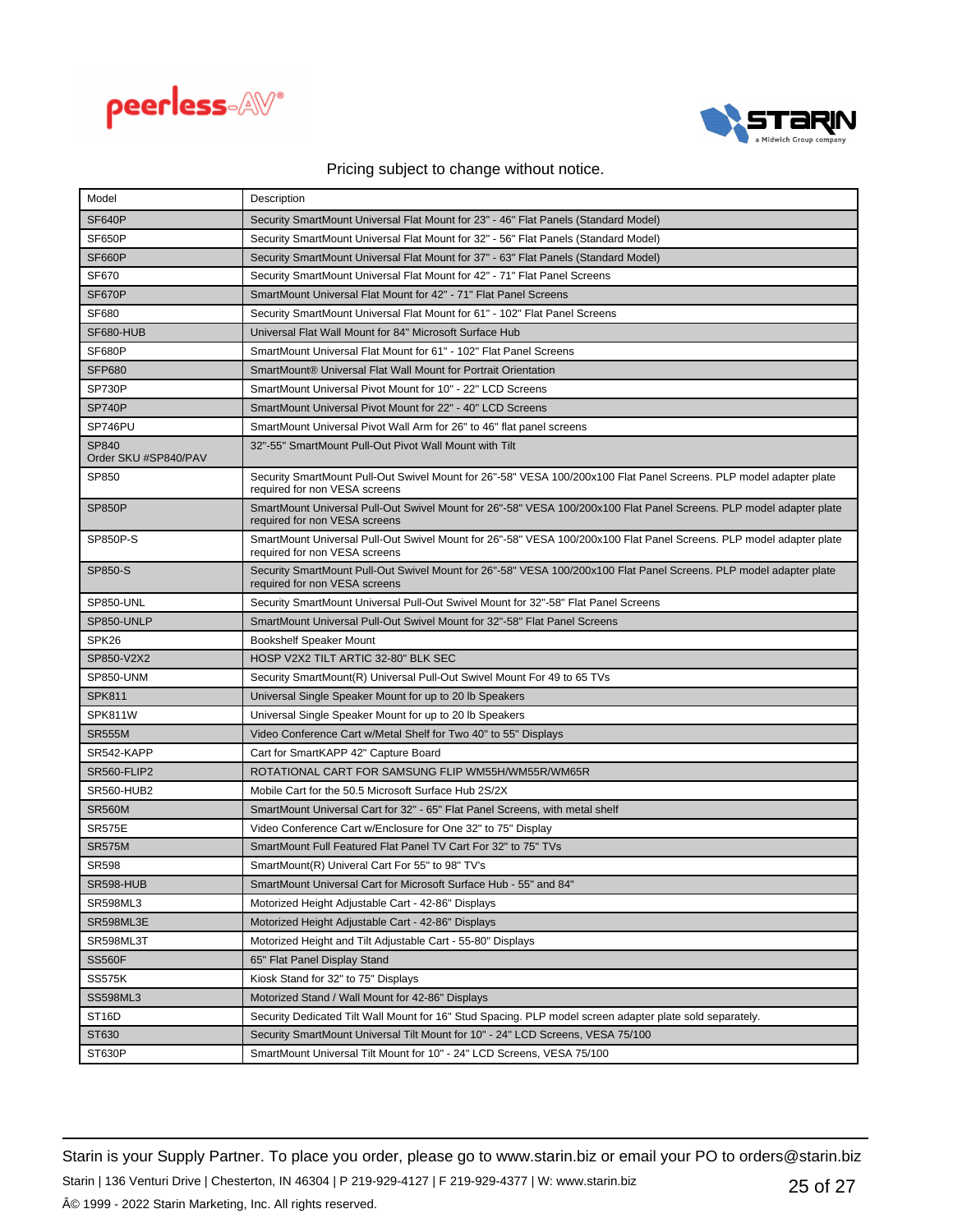Pricing subject to change without notice.

| Model | Description |
|---|---|
| SF640P | Security SmartMount Universal Flat Mount for 23" - 46" Flat Panels (Standard Model) |
| SF650P | Security SmartMount Universal Flat Mount for 32" - 56" Flat Panels (Standard Model) |
| SF660P | Security SmartMount Universal Flat Mount for 37" - 63" Flat Panels (Standard Model) |
| SF670 | Security SmartMount Universal Flat Mount for 42" - 71" Flat Panel Screens |
| SF670P | SmartMount Universal Flat Mount for 42" - 71" Flat Panel Screens |
| SF680 | Security SmartMount Universal Flat Mount for 61" - 102" Flat Panel Screens |
| SF680-HUB | Universal Flat Wall Mount for 84" Microsoft Surface Hub |
| SF680P | SmartMount Universal Flat Mount for 61" - 102" Flat Panel Screens |
| SFP680 | SmartMount® Universal Flat Wall Mount for Portrait Orientation |
| SP730P | SmartMount Universal Pivot Mount for 10" - 22" LCD Screens |
| SP740P | SmartMount Universal Pivot Mount for 22" - 40" LCD Screens |
| SP746PU | SmartMount Universal Pivot Wall Arm for 26" to 46" flat panel screens |
| SP840 Order SKU #SP840/PAV | 32"-55" SmartMount Pull-Out Pivot Wall Mount with Tilt |
| SP850 | Security SmartMount Pull-Out Swivel Mount for 26"-58" VESA 100/200x100 Flat Panel Screens. PLP model adapter plate required for non VESA screens |
| SP850P | SmartMount Universal Pull-Out Swivel Mount for 26"-58" VESA 100/200x100 Flat Panel Screens. PLP model adapter plate required for non VESA screens |
| SP850P-S | SmartMount Universal Pull-Out Swivel Mount for 26"-58" VESA 100/200x100 Flat Panel Screens. PLP model adapter plate required for non VESA screens |
| SP850-S | Security SmartMount Pull-Out Swivel Mount for 26"-58" VESA 100/200x100 Flat Panel Screens. PLP model adapter plate required for non VESA screens |
| SP850-UNL | Security SmartMount Universal Pull-Out Swivel Mount for 32"-58" Flat Panel Screens |
| SP850-UNLP | SmartMount Universal Pull-Out Swivel Mount for 32"-58" Flat Panel Screens |
| SPK26 | Bookshelf Speaker Mount |
| SP850-V2X2 | HOSP V2X2 TILT ARTIC 32-80" BLK SEC |
| SP850-UNM | Security SmartMount(R) Universal Pull-Out Swivel Mount For 49 to 65 TVs |
| SPK811 | Universal Single Speaker Mount for up to 20 lb Speakers |
| SPK811W | Universal Single Speaker Mount for up to 20 lb Speakers |
| SR555M | Video Conference Cart w/Metal Shelf for Two 40" to 55" Displays |
| SR542-KAPP | Cart for SmartKAPP 42" Capture Board |
| SR560-FLIP2 | ROTATIONAL CART FOR SAMSUNG FLIP WM55H/WM55R/WM65R |
| SR560-HUB2 | Mobile Cart for the 50.5 Microsoft Surface Hub 2S/2X |
| SR560M | SmartMount Universal Cart for 32" - 65" Flat Panel Screens, with metal shelf |
| SR575E | Video Conference Cart w/Enclosure for One 32" to 75" Display |
| SR575M | SmartMount Full Featured Flat Panel TV Cart For 32" to 75" TVs |
| SR598 | SmartMount(R) Univeral Cart For 55" to 98" TV's |
| SR598-HUB | SmartMount Universal Cart for Microsoft Surface Hub - 55" and 84" |
| SR598ML3 | Motorized Height Adjustable Cart - 42-86" Displays |
| SR598ML3E | Motorized Height Adjustable Cart - 42-86" Displays |
| SR598ML3T | Motorized Height and Tilt Adjustable Cart - 55-80" Displays |
| SS560F | 65" Flat Panel Display Stand |
| SS575K | Kiosk Stand for 32" to 75" Displays |
| SS598ML3 | Motorized Stand / Wall Mount for 42-86" Displays |
| ST16D | Security Dedicated Tilt Wall Mount for 16" Stud Spacing. PLP model screen adapter plate sold separately. |
| ST630 | Security SmartMount Universal Tilt Mount for 10" - 24" LCD Screens, VESA 75/100 |
| ST630P | SmartMount Universal Tilt Mount for 10" - 24" LCD Screens, VESA 75/100 |

Starin is your Supply Partner. To place you order, please go to www.starin.biz or email your PO to orders@starin.biz

Starin | 136 Venturi Drive | Chesterton, IN 46304 | P 219-929-4127 | F 219-929-4377 | W: www.starin.biz

Â© 1999 - 2022 Starin Marketing, Inc. All rights reserved.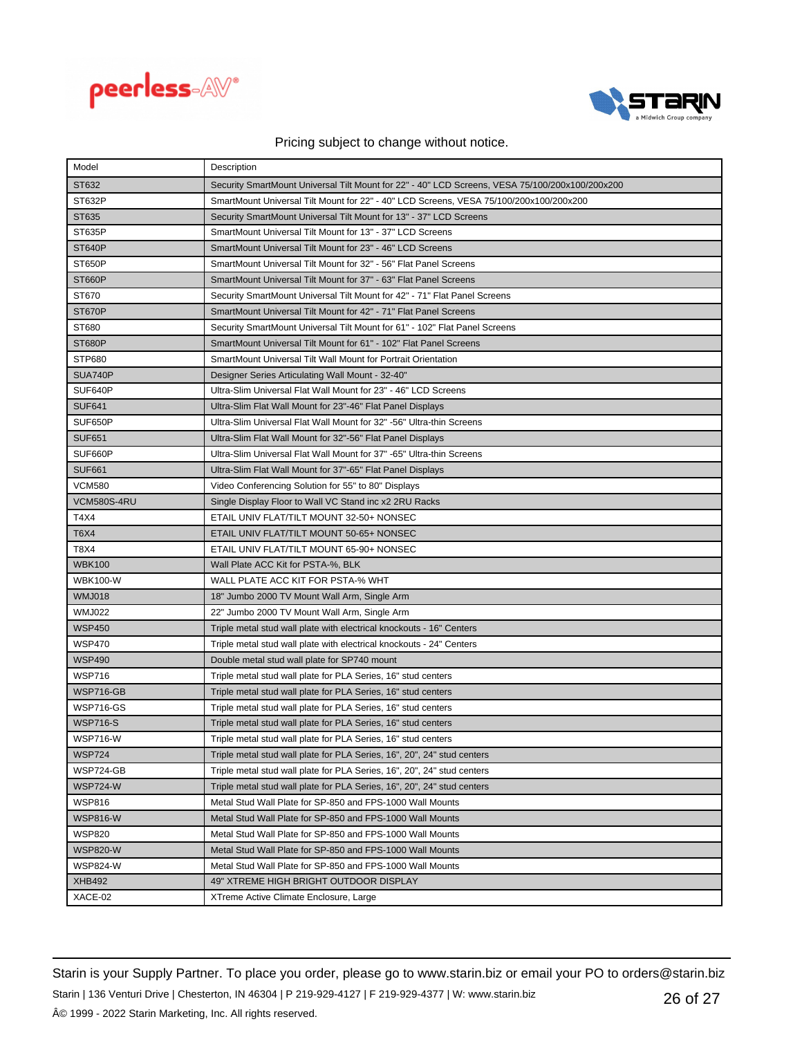Pricing subject to change without notice.

| Model | Description |
|---|---|
| ST632 | Security SmartMount Universal Tilt Mount for 22" - 40" LCD Screens, VESA 75/100/200x100/200x200 |
| ST632P | SmartMount Universal Tilt Mount for 22" - 40" LCD Screens, VESA 75/100/200x100/200x200 |
| ST635 | Security SmartMount Universal Tilt Mount for 13" - 37" LCD Screens |
| ST635P | SmartMount Universal Tilt Mount for 13" - 37" LCD Screens |
| ST640P | SmartMount Universal Tilt Mount for 23" - 46" LCD Screens |
| ST650P | SmartMount Universal Tilt Mount for 32" - 56" Flat Panel Screens |
| ST660P | SmartMount Universal Tilt Mount for 37" - 63" Flat Panel Screens |
| ST670 | Security SmartMount Universal Tilt Mount for 42" - 71" Flat Panel Screens |
| ST670P | SmartMount Universal Tilt Mount for 42" - 71" Flat Panel Screens |
| ST680 | Security SmartMount Universal Tilt Mount for 61" - 102" Flat Panel Screens |
| ST680P | SmartMount Universal Tilt Mount for 61" - 102" Flat Panel Screens |
| STP680 | SmartMount Universal Tilt Wall Mount for Portrait Orientation |
| SUA740P | Designer Series Articulating Wall Mount - 32-40" |
| SUF640P | Ultra-Slim Universal Flat Wall Mount for 23" - 46" LCD Screens |
| SUF641 | Ultra-Slim Flat Wall Mount for 23"-46" Flat Panel Displays |
| SUF650P | Ultra-Slim Universal Flat Wall Mount for 32" -56" Ultra-thin Screens |
| SUF651 | Ultra-Slim Flat Wall Mount for 32"-56" Flat Panel Displays |
| SUF660P | Ultra-Slim Universal Flat Wall Mount for 37" -65" Ultra-thin Screens |
| SUF661 | Ultra-Slim Flat Wall Mount for 37"-65" Flat Panel Displays |
| VCM580 | Video Conferencing Solution for 55" to 80" Displays |
| VCM580S-4RU | Single Display Floor to Wall VC Stand inc x2 2RU Racks |
| T4X4 | ETAIL UNIV FLAT/TILT MOUNT 32-50+ NONSEC |
| T6X4 | ETAIL UNIV FLAT/TILT MOUNT 50-65+ NONSEC |
| T8X4 | ETAIL UNIV FLAT/TILT MOUNT 65-90+ NONSEC |
| WBK100 | Wall Plate ACC Kit for PSTA-%, BLK |
| WBK100-W | WALL PLATE ACC KIT FOR PSTA-% WHT |
| WMJ018 | 18" Jumbo 2000 TV Mount Wall Arm, Single Arm |
| WMJ022 | 22" Jumbo 2000 TV Mount Wall Arm, Single Arm |
| WSP450 | Triple metal stud wall plate with electrical knockouts - 16" Centers |
| WSP470 | Triple metal stud wall plate with electrical knockouts - 24" Centers |
| WSP490 | Double metal stud wall plate for SP740 mount |
| WSP716 | Triple metal stud wall plate for PLA Series, 16" stud centers |
| WSP716-GB | Triple metal stud wall plate for PLA Series, 16" stud centers |
| WSP716-GS | Triple metal stud wall plate for PLA Series, 16" stud centers |
| WSP716-S | Triple metal stud wall plate for PLA Series, 16" stud centers |
| WSP716-W | Triple metal stud wall plate for PLA Series, 16" stud centers |
| WSP724 | Triple metal stud wall plate for PLA Series, 16", 20", 24" stud centers |
| WSP724-GB | Triple metal stud wall plate for PLA Series, 16", 20", 24" stud centers |
| WSP724-W | Triple metal stud wall plate for PLA Series, 16", 20", 24" stud centers |
| WSP816 | Metal Stud Wall Plate for SP-850 and FPS-1000 Wall Mounts |
| WSP816-W | Metal Stud Wall Plate for SP-850 and FPS-1000 Wall Mounts |
| WSP820 | Metal Stud Wall Plate for SP-850 and FPS-1000 Wall Mounts |
| WSP820-W | Metal Stud Wall Plate for SP-850 and FPS-1000 Wall Mounts |
| WSP824-W | Metal Stud Wall Plate for SP-850 and FPS-1000 Wall Mounts |
| XHB492 | 49" XTREME HIGH BRIGHT OUTDOOR DISPLAY |
| XACE-02 | XTreme Active Climate Enclosure, Large |

Starin is your Supply Partner. To place you order, please go to www.starin.biz or email your PO to orders@starin.biz

Starin | 136 Venturi Drive | Chesterton, IN 46304 | P 219-929-4127 | F 219-929-4377 | W: www.starin.biz

Â© 1999 - 2022 Starin Marketing, Inc. All rights reserved.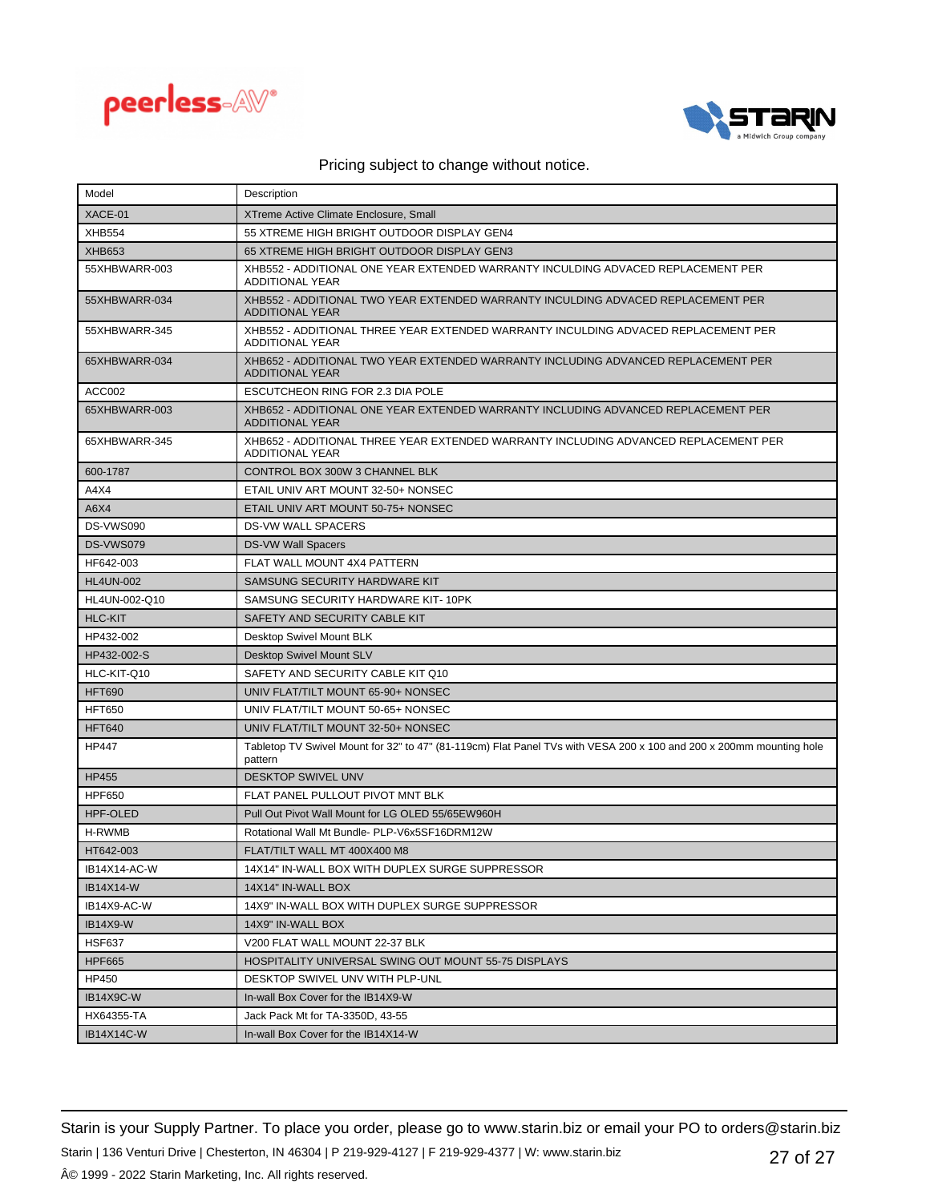Pricing subject to change without notice.

| Model | Description |
| --- | --- |
| XACE-01 | XTreme Active Climate Enclosure, Small |
| XHB554 | 55 XTREME HIGH BRIGHT OUTDOOR DISPLAY GEN4 |
| XHB653 | 65 XTREME HIGH BRIGHT OUTDOOR DISPLAY GEN3 |
| 55XHBWARR-003 | XHB552 - ADDITIONAL ONE YEAR EXTENDED WARRANTY INCULDING ADVACED REPLACEMENT PER ADDITIONAL YEAR |
| 55XHBWARR-034 | XHB552 - ADDITIONAL TWO YEAR EXTENDED WARRANTY INCULDING ADVACED REPLACEMENT PER ADDITIONAL YEAR |
| 55XHBWARR-345 | XHB552 - ADDITIONAL THREE YEAR EXTENDED WARRANTY INCULDING ADVACED REPLACEMENT PER ADDITIONAL YEAR |
| 65XHBWARR-034 | XHB652 - ADDITIONAL TWO YEAR EXTENDED WARRANTY INCLUDING ADVANCED REPLACEMENT PER ADDITIONAL YEAR |
| ACC002 | ESCUTCHEON RING FOR 2.3 DIA POLE |
| 65XHBWARR-003 | XHB652 - ADDITIONAL ONE YEAR EXTENDED WARRANTY INCLUDING ADVANCED REPLACEMENT PER ADDITIONAL YEAR |
| 65XHBWARR-345 | XHB652 - ADDITIONAL THREE YEAR EXTENDED WARRANTY INCLUDING ADVANCED REPLACEMENT PER ADDITIONAL YEAR |
| 600-1787 | CONTROL BOX 300W 3 CHANNEL BLK |
| A4X4 | ETAIL UNIV ART MOUNT 32-50+ NONSEC |
| A6X4 | ETAIL UNIV ART MOUNT 50-75+ NONSEC |
| DS-VWS090 | DS-VW WALL SPACERS |
| DS-VWS079 | DS-VW Wall Spacers |
| HF642-003 | FLAT WALL MOUNT 4X4 PATTERN |
| HL4UN-002 | SAMSUNG SECURITY HARDWARE KIT |
| HL4UN-002-Q10 | SAMSUNG SECURITY HARDWARE KIT- 10PK |
| HLC-KIT | SAFETY AND SECURITY CABLE KIT |
| HP432-002 | Desktop Swivel Mount BLK |
| HP432-002-S | Desktop Swivel Mount SLV |
| HLC-KIT-Q10 | SAFETY AND SECURITY CABLE KIT Q10 |
| HFT690 | UNIV FLAT/TILT MOUNT 65-90+ NONSEC |
| HFT650 | UNIV FLAT/TILT MOUNT 50-65+ NONSEC |
| HFT640 | UNIV FLAT/TILT MOUNT 32-50+ NONSEC |
| HP447 | Tabletop TV Swivel Mount for 32" to 47" (81-119cm) Flat Panel TVs with VESA 200 x 100 and 200 x 200mm mounting hole pattern |
| HP455 | DESKTOP SWIVEL UNV |
| HPF650 | FLAT PANEL PULLOUT PIVOT MNT BLK |
| HPF-OLED | Pull Out Pivot Wall Mount for LG OLED 55/65EW960H |
| H-RWMB | Rotational Wall Mt Bundle- PLP-V6x5SF16DRM12W |
| HT642-003 | FLAT/TILT WALL MT 400X400 M8 |
| IB14X14-AC-W | 14X14" IN-WALL BOX WITH DUPLEX SURGE SUPPRESSOR |
| IB14X14-W | 14X14" IN-WALL BOX |
| IB14X9-AC-W | 14X9" IN-WALL BOX WITH DUPLEX SURGE SUPPRESSOR |
| IB14X9-W | 14X9" IN-WALL BOX |
| HSF637 | V200 FLAT WALL MOUNT 22-37 BLK |
| HPF665 | HOSPITALITY UNIVERSAL SWING OUT MOUNT 55-75 DISPLAYS |
| HP450 | DESKTOP SWIVEL UNV WITH PLP-UNL |
| IB14X9C-W | In-wall Box Cover for the IB14X9-W |
| HX64355-TA | Jack Pack Mt for TA-3350D, 43-55 |
| IB14X14C-W | In-wall Box Cover for the IB14X14-W |

Starin is your Supply Partner. To place you order, please go to www.starin.biz or email your PO to orders@starin.biz

Starin | 136 Venturi Drive | Chesterton, IN 46304 | P 219-929-4127 | F 219-929-4377 | W: www.starin.biz

Â© 1999 - 2022 Starin Marketing, Inc. All rights reserved.